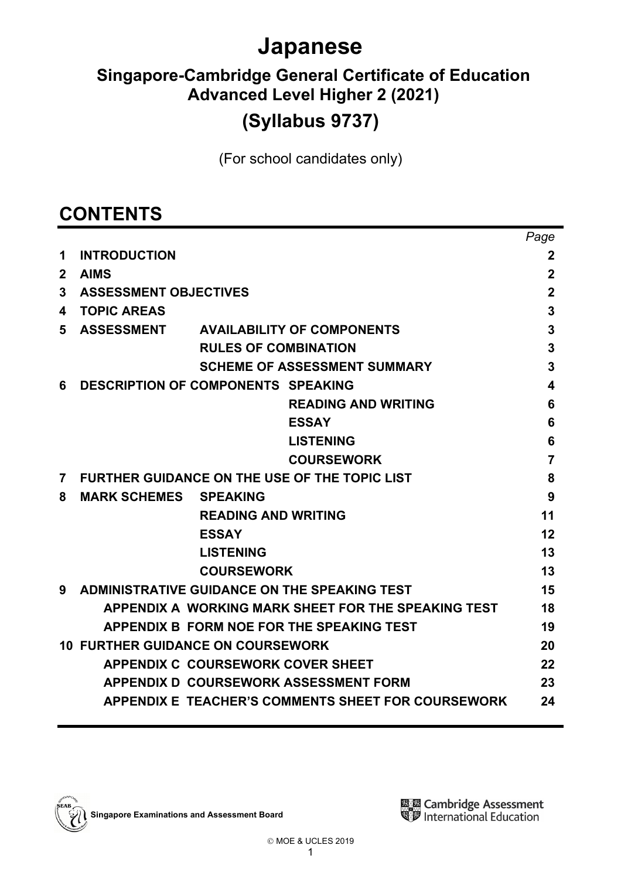# Japanese

## Singapore-Cambridge General Certificate of Education Advanced Level Higher 2 (2021)

## (Syllabus 9737)

(For school candidates only)

# CONTENTS

| | | | Page |
|---|---|---|---|
| **1** | **INTRODUCTION** | | **2** |
| **2** | **AIMS** | | **2** |
| **3** | **ASSESSMENT OBJECTIVES** | | **2** |
| **4** | **TOPIC AREAS** | | **3** |
| **5** | **ASSESSMENT** | **AVAILABILITY OF COMPONENTS** | **3** |
| | | **RULES OF COMBINATION** | **3** |
| | | **SCHEME OF ASSESSMENT SUMMARY** | **3** |
| **6** | **DESCRIPTION OF COMPONENTS** | **SPEAKING** | **4** |
| | | **READING AND WRITING** | **6** |
| | | **ESSAY** | **6** |
| | | **LISTENING** | **6** |
| | | **COURSEWORK** | **7** |
| **7** | **FURTHER GUIDANCE ON THE USE OF THE TOPIC LIST** | | **8** |
| **8** | **MARK SCHEMES** | **SPEAKING** | **9** |
| | | **READING AND WRITING** | **11** |
| | | **ESSAY** | **12** |
| | | **LISTENING** | **13** |
| | | **COURSEWORK** | **13** |
| **9** | **ADMINISTRATIVE GUIDANCE ON THE SPEAKING TEST** | | **15** |
| | **APPENDIX A WORKING MARK SHEET FOR THE SPEAKING TEST** | | **18** |
| | **APPENDIX B FORM NOE FOR THE SPEAKING TEST** | | **19** |
| **10** | **FURTHER GUIDANCE ON COURSEWORK** | | **20** |
| | **APPENDIX C COURSEWORK COVER SHEET** | | **22** |
| | **APPENDIX D COURSEWORK ASSESSMENT FORM** | | **23** |
| | **APPENDIX E TEACHER'S COMMENTS SHEET FOR COURSEWORK** | | **24** |

Singapore Examinations and Assessment Board

Cambridge Assessment International Education

© MOE & UCLES 2019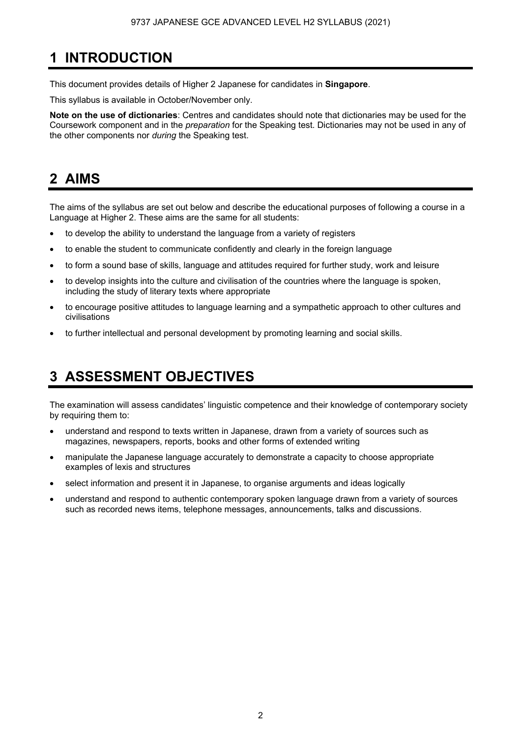# 1 INTRODUCTION

This document provides details of Higher 2 Japanese for candidates in **Singapore**.

This syllabus is available in October/November only.

**Note on the use of dictionaries**: Centres and candidates should note that dictionaries may be used for the Coursework component and in the *preparation* for the Speaking test. Dictionaries may not be used in any of the other components nor *during* the Speaking test.

# 2 AIMS

The aims of the syllabus are set out below and describe the educational purposes of following a course in a Language at Higher 2. These aims are the same for all students:

- to develop the ability to understand the language from a variety of registers
- to enable the student to communicate confidently and clearly in the foreign language
- to form a sound base of skills, language and attitudes required for further study, work and leisure
- to develop insights into the culture and civilisation of the countries where the language is spoken, including the study of literary texts where appropriate
- to encourage positive attitudes to language learning and a sympathetic approach to other cultures and civilisations
- to further intellectual and personal development by promoting learning and social skills.

# 3 ASSESSMENT OBJECTIVES

The examination will assess candidates' linguistic competence and their knowledge of contemporary society by requiring them to:

- understand and respond to texts written in Japanese, drawn from a variety of sources such as magazines, newspapers, reports, books and other forms of extended writing
- manipulate the Japanese language accurately to demonstrate a capacity to choose appropriate examples of lexis and structures
- select information and present it in Japanese, to organise arguments and ideas logically
- understand and respond to authentic contemporary spoken language drawn from a variety of sources such as recorded news items, telephone messages, announcements, talks and discussions.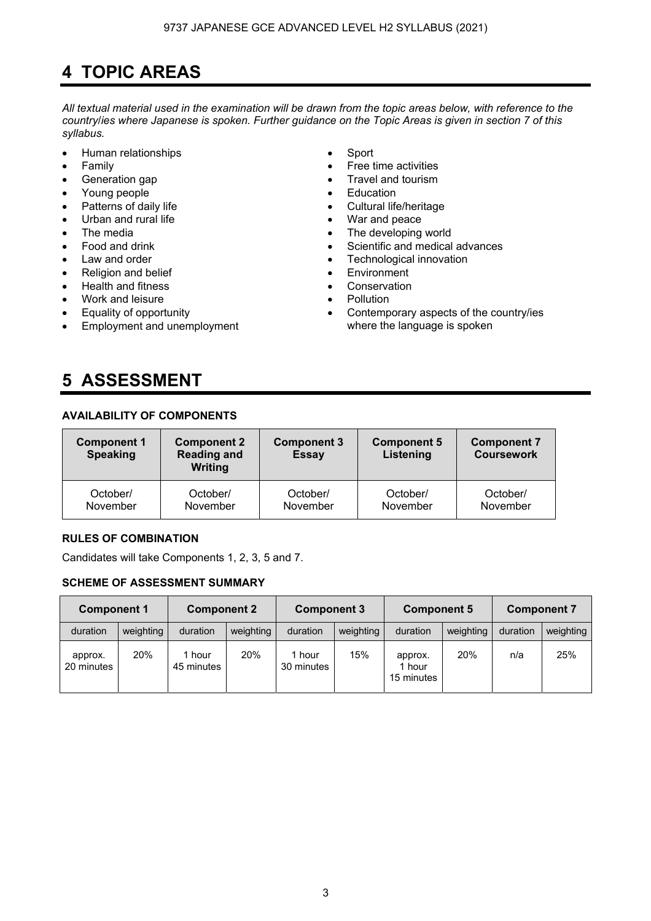# 4 TOPIC AREAS

*All textual material used in the examination will be drawn from the topic areas below, with reference to the country/ies where Japanese is spoken. Further guidance on the Topic Areas is given in section 7 of this syllabus.*

- Human relationships
- Family
- Generation gap
- Young people
- Patterns of daily life
- Urban and rural life
- The media
- Food and drink
- Law and order
- Religion and belief
- Health and fitness
- Work and leisure
- Equality of opportunity
- Employment and unemployment
- Sport
- Free time activities
- Travel and tourism
- Education
- Cultural life/heritage
- War and peace
- The developing world
- Scientific and medical advances
- Technological innovation
- Environment
- Conservation
- Pollution
- Contemporary aspects of the country/ies where the language is spoken

# 5 ASSESSMENT

**AVAILABILITY OF COMPONENTS**

| Component 1 Speaking | Component 2 Reading and Writing | Component 3 Essay | Component 5 Listening | Component 7 Coursework |
|---|---|---|---|---|
| October/ November | October/ November | October/ November | October/ November | October/ November |

**RULES OF COMBINATION**

Candidates will take Components 1, 2, 3, 5 and 7.

**SCHEME OF ASSESSMENT SUMMARY**

| Component 1 | | Component 2 | | Component 3 | | Component 5 | | Component 7 | |
|---|---|---|---|---|---|---|---|---|---|
| duration | weighting | duration | weighting | duration | weighting | duration | weighting | duration | weighting |
| approx. 20 minutes | 20% | 1 hour 45 minutes | 20% | 1 hour 30 minutes | 15% | approx. 1 hour 15 minutes | 20% | n/a | 25% |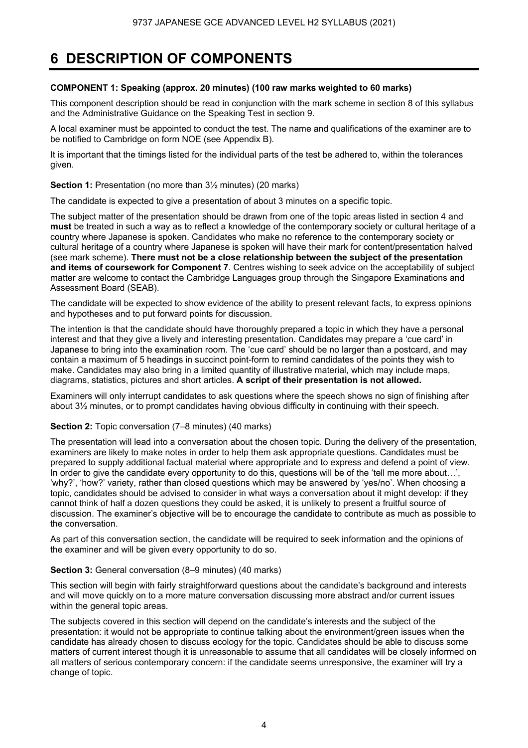# 6 DESCRIPTION OF COMPONENTS

**COMPONENT 1: Speaking (approx. 20 minutes) (100 raw marks weighted to 60 marks)**

This component description should be read in conjunction with the mark scheme in section 8 of this syllabus and the Administrative Guidance on the Speaking Test in section 9.

A local examiner must be appointed to conduct the test. The name and qualifications of the examiner are to be notified to Cambridge on form NOE (see Appendix B).

It is important that the timings listed for the individual parts of the test be adhered to, within the tolerances given.

**Section 1:** Presentation (no more than 3½ minutes) (20 marks)

The candidate is expected to give a presentation of about 3 minutes on a specific topic.

The subject matter of the presentation should be drawn from one of the topic areas listed in section 4 and **must** be treated in such a way as to reflect a knowledge of the contemporary society or cultural heritage of a country where Japanese is spoken. Candidates who make no reference to the contemporary society or cultural heritage of a country where Japanese is spoken will have their mark for content/presentation halved (see mark scheme). **There must not be a close relationship between the subject of the presentation and items of coursework for Component 7**. Centres wishing to seek advice on the acceptability of subject matter are welcome to contact the Cambridge Languages group through the Singapore Examinations and Assessment Board (SEAB).

The candidate will be expected to show evidence of the ability to present relevant facts, to express opinions and hypotheses and to put forward points for discussion.

The intention is that the candidate should have thoroughly prepared a topic in which they have a personal interest and that they give a lively and interesting presentation. Candidates may prepare a 'cue card' in Japanese to bring into the examination room. The 'cue card' should be no larger than a postcard, and may contain a maximum of 5 headings in succinct point-form to remind candidates of the points they wish to make. Candidates may also bring in a limited quantity of illustrative material, which may include maps, diagrams, statistics, pictures and short articles. **A script of their presentation is not allowed.**

Examiners will only interrupt candidates to ask questions where the speech shows no sign of finishing after about 3½ minutes, or to prompt candidates having obvious difficulty in continuing with their speech.

**Section 2:** Topic conversation (7–8 minutes) (40 marks)

The presentation will lead into a conversation about the chosen topic. During the delivery of the presentation, examiners are likely to make notes in order to help them ask appropriate questions. Candidates must be prepared to supply additional factual material where appropriate and to express and defend a point of view. In order to give the candidate every opportunity to do this, questions will be of the 'tell me more about…', 'why?', 'how?' variety, rather than closed questions which may be answered by 'yes/no'. When choosing a topic, candidates should be advised to consider in what ways a conversation about it might develop: if they cannot think of half a dozen questions they could be asked, it is unlikely to present a fruitful source of discussion. The examiner's objective will be to encourage the candidate to contribute as much as possible to the conversation.

As part of this conversation section, the candidate will be required to seek information and the opinions of the examiner and will be given every opportunity to do so.

**Section 3:** General conversation (8–9 minutes) (40 marks)

This section will begin with fairly straightforward questions about the candidate's background and interests and will move quickly on to a more mature conversation discussing more abstract and/or current issues within the general topic areas.

The subjects covered in this section will depend on the candidate's interests and the subject of the presentation: it would not be appropriate to continue talking about the environment/green issues when the candidate has already chosen to discuss ecology for the topic. Candidates should be able to discuss some matters of current interest though it is unreasonable to assume that all candidates will be closely informed on all matters of serious contemporary concern: if the candidate seems unresponsive, the examiner will try a change of topic.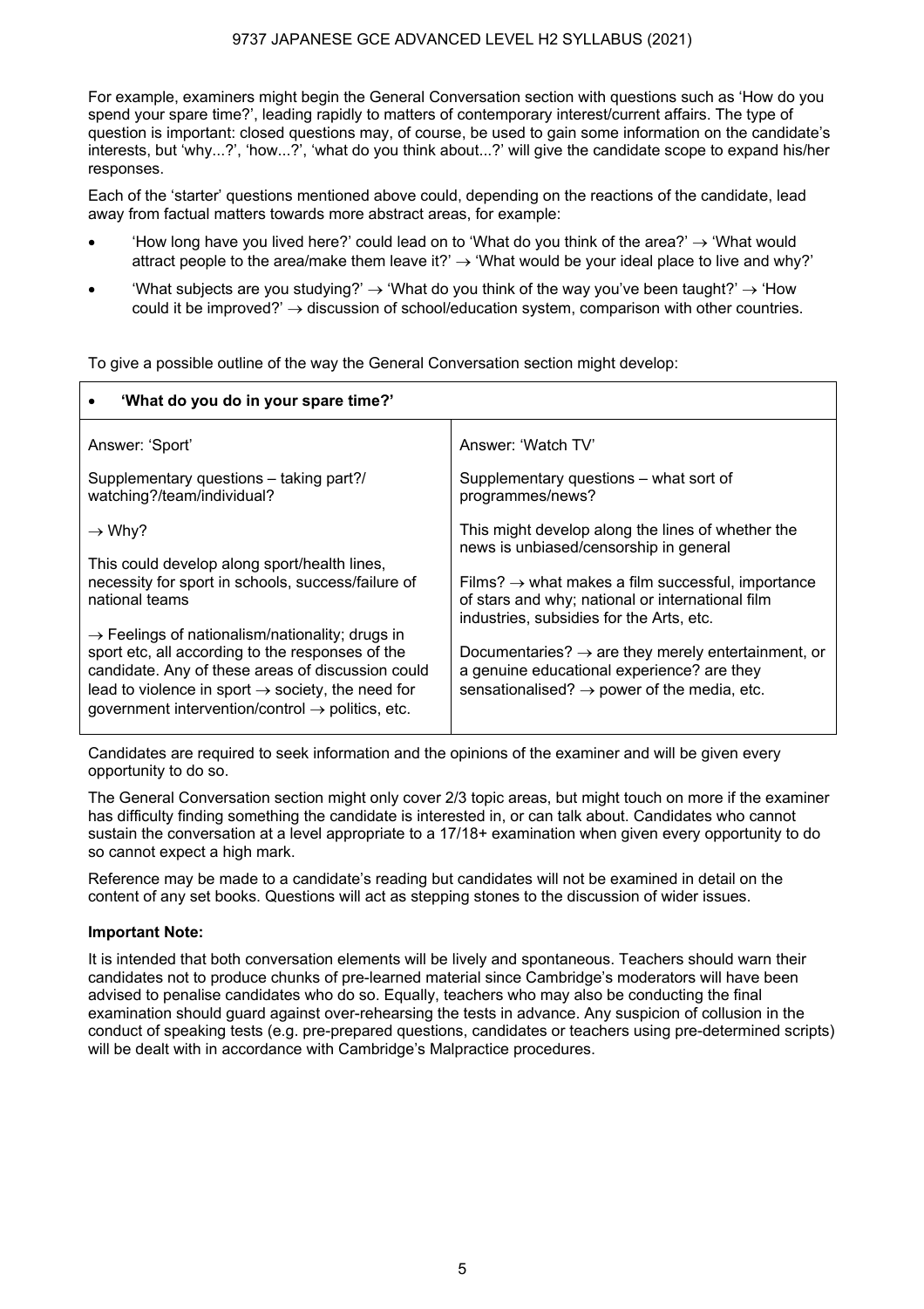For example, examiners might begin the General Conversation section with questions such as 'How do you spend your spare time?', leading rapidly to matters of contemporary interest/current affairs. The type of question is important: closed questions may, of course, be used to gain some information on the candidate's interests, but 'why...?', 'how...?', 'what do you think about...?' will give the candidate scope to expand his/her responses.

Each of the 'starter' questions mentioned above could, depending on the reactions of the candidate, lead away from factual matters towards more abstract areas, for example:

- 'How long have you lived here?' could lead on to 'What do you think of the area?' → 'What would attract people to the area/make them leave it?' → 'What would be your ideal place to live and why?'
- 'What subjects are you studying?' → 'What do you think of the way you've been taught?' → 'How could it be improved?' → discussion of school/education system, comparison with other countries.

To give a possible outline of the way the General Conversation section might develop:

| • **'What do you do in your spare time?'** | |
|---|---|
| Answer: 'Sport'<br><br>Supplementary questions – taking part?/watching?/team/individual?<br><br>→ Why?<br><br>This could develop along sport/health lines, necessity for sport in schools, success/failure of national teams<br><br>→ Feelings of nationalism/nationality; drugs in sport etc, all according to the responses of the candidate. Any of these areas of discussion could lead to violence in sport → society, the need for government intervention/control → politics, etc. | Answer: 'Watch TV'<br><br>Supplementary questions – what sort of programmes/news?<br><br>This might develop along the lines of whether the news is unbiased/censorship in general<br><br>Films? → what makes a film successful, importance of stars and why; national or international film industries, subsidies for the Arts, etc.<br><br>Documentaries? → are they merely entertainment, or a genuine educational experience? are they sensationalised? → power of the media, etc. |

Candidates are required to seek information and the opinions of the examiner and will be given every opportunity to do so.

The General Conversation section might only cover 2/3 topic areas, but might touch on more if the examiner has difficulty finding something the candidate is interested in, or can talk about. Candidates who cannot sustain the conversation at a level appropriate to a 17/18+ examination when given every opportunity to do so cannot expect a high mark.

Reference may be made to a candidate's reading but candidates will not be examined in detail on the content of any set books. Questions will act as stepping stones to the discussion of wider issues.

**Important Note:**

It is intended that both conversation elements will be lively and spontaneous. Teachers should warn their candidates not to produce chunks of pre-learned material since Cambridge's moderators will have been advised to penalise candidates who do so. Equally, teachers who may also be conducting the final examination should guard against over-rehearsing the tests in advance. Any suspicion of collusion in the conduct of speaking tests (e.g. pre-prepared questions, candidates or teachers using pre-determined scripts) will be dealt with in accordance with Cambridge's Malpractice procedures.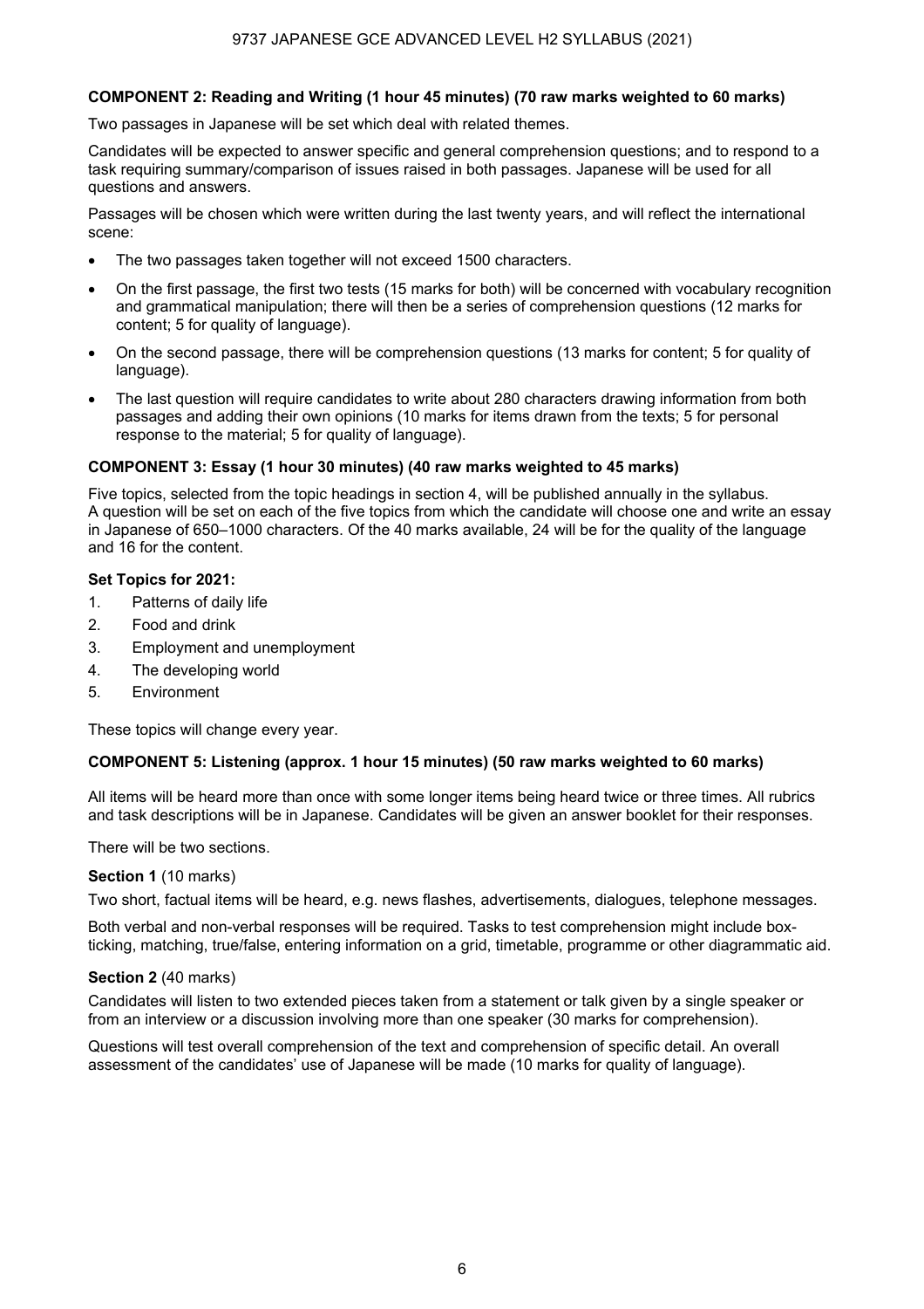### COMPONENT 2: Reading and Writing (1 hour 45 minutes) (70 raw marks weighted to 60 marks)

Two passages in Japanese will be set which deal with related themes.

Candidates will be expected to answer specific and general comprehension questions; and to respond to a task requiring summary/comparison of issues raised in both passages. Japanese will be used for all questions and answers.

Passages will be chosen which were written during the last twenty years, and will reflect the international scene:

- The two passages taken together will not exceed 1500 characters.
- On the first passage, the first two tests (15 marks for both) will be concerned with vocabulary recognition and grammatical manipulation; there will then be a series of comprehension questions (12 marks for content; 5 for quality of language).
- On the second passage, there will be comprehension questions (13 marks for content; 5 for quality of language).
- The last question will require candidates to write about 280 characters drawing information from both passages and adding their own opinions (10 marks for items drawn from the texts; 5 for personal response to the material; 5 for quality of language).

### COMPONENT 3: Essay (1 hour 30 minutes) (40 raw marks weighted to 45 marks)

Five topics, selected from the topic headings in section 4, will be published annually in the syllabus. A question will be set on each of the five topics from which the candidate will choose one and write an essay in Japanese of 650–1000 characters. Of the 40 marks available, 24 will be for the quality of the language and 16 for the content.

**Set Topics for 2021:**

1. Patterns of daily life
2. Food and drink
3. Employment and unemployment
4. The developing world
5. Environment

These topics will change every year.

### COMPONENT 5: Listening (approx. 1 hour 15 minutes) (50 raw marks weighted to 60 marks)

All items will be heard more than once with some longer items being heard twice or three times. All rubrics and task descriptions will be in Japanese. Candidates will be given an answer booklet for their responses.

There will be two sections.

**Section 1** (10 marks)

Two short, factual items will be heard, e.g. news flashes, advertisements, dialogues, telephone messages.

Both verbal and non-verbal responses will be required. Tasks to test comprehension might include box-ticking, matching, true/false, entering information on a grid, timetable, programme or other diagrammatic aid.

**Section 2** (40 marks)

Candidates will listen to two extended pieces taken from a statement or talk given by a single speaker or from an interview or a discussion involving more than one speaker (30 marks for comprehension).

Questions will test overall comprehension of the text and comprehension of specific detail. An overall assessment of the candidates' use of Japanese will be made (10 marks for quality of language).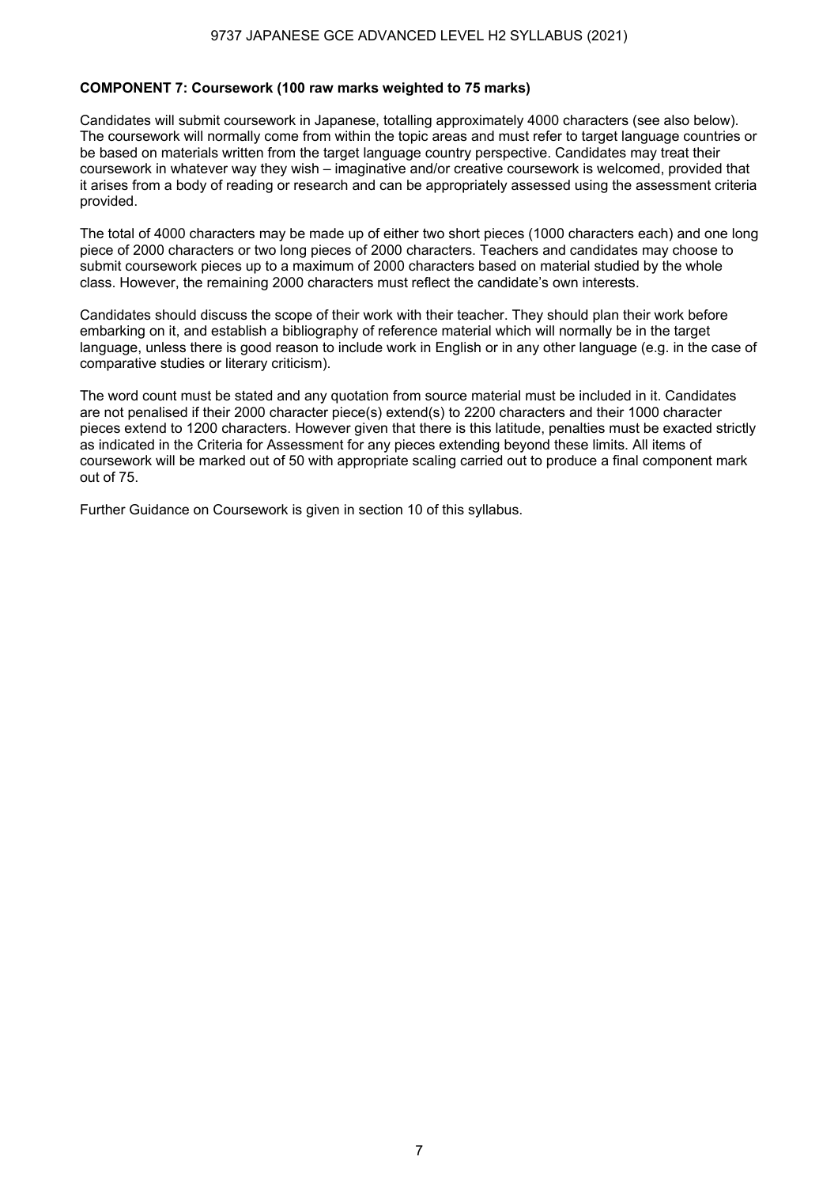**COMPONENT 7: Coursework (100 raw marks weighted to 75 marks)**

Candidates will submit coursework in Japanese, totalling approximately 4000 characters (see also below). The coursework will normally come from within the topic areas and must refer to target language countries or be based on materials written from the target language country perspective. Candidates may treat their coursework in whatever way they wish – imaginative and/or creative coursework is welcomed, provided that it arises from a body of reading or research and can be appropriately assessed using the assessment criteria provided.

The total of 4000 characters may be made up of either two short pieces (1000 characters each) and one long piece of 2000 characters or two long pieces of 2000 characters. Teachers and candidates may choose to submit coursework pieces up to a maximum of 2000 characters based on material studied by the whole class. However, the remaining 2000 characters must reflect the candidate's own interests.

Candidates should discuss the scope of their work with their teacher. They should plan their work before embarking on it, and establish a bibliography of reference material which will normally be in the target language, unless there is good reason to include work in English or in any other language (e.g. in the case of comparative studies or literary criticism).

The word count must be stated and any quotation from source material must be included in it. Candidates are not penalised if their 2000 character piece(s) extend(s) to 2200 characters and their 1000 character pieces extend to 1200 characters. However given that there is this latitude, penalties must be exacted strictly as indicated in the Criteria for Assessment for any pieces extending beyond these limits. All items of coursework will be marked out of 50 with appropriate scaling carried out to produce a final component mark out of 75.

Further Guidance on Coursework is given in section 10 of this syllabus.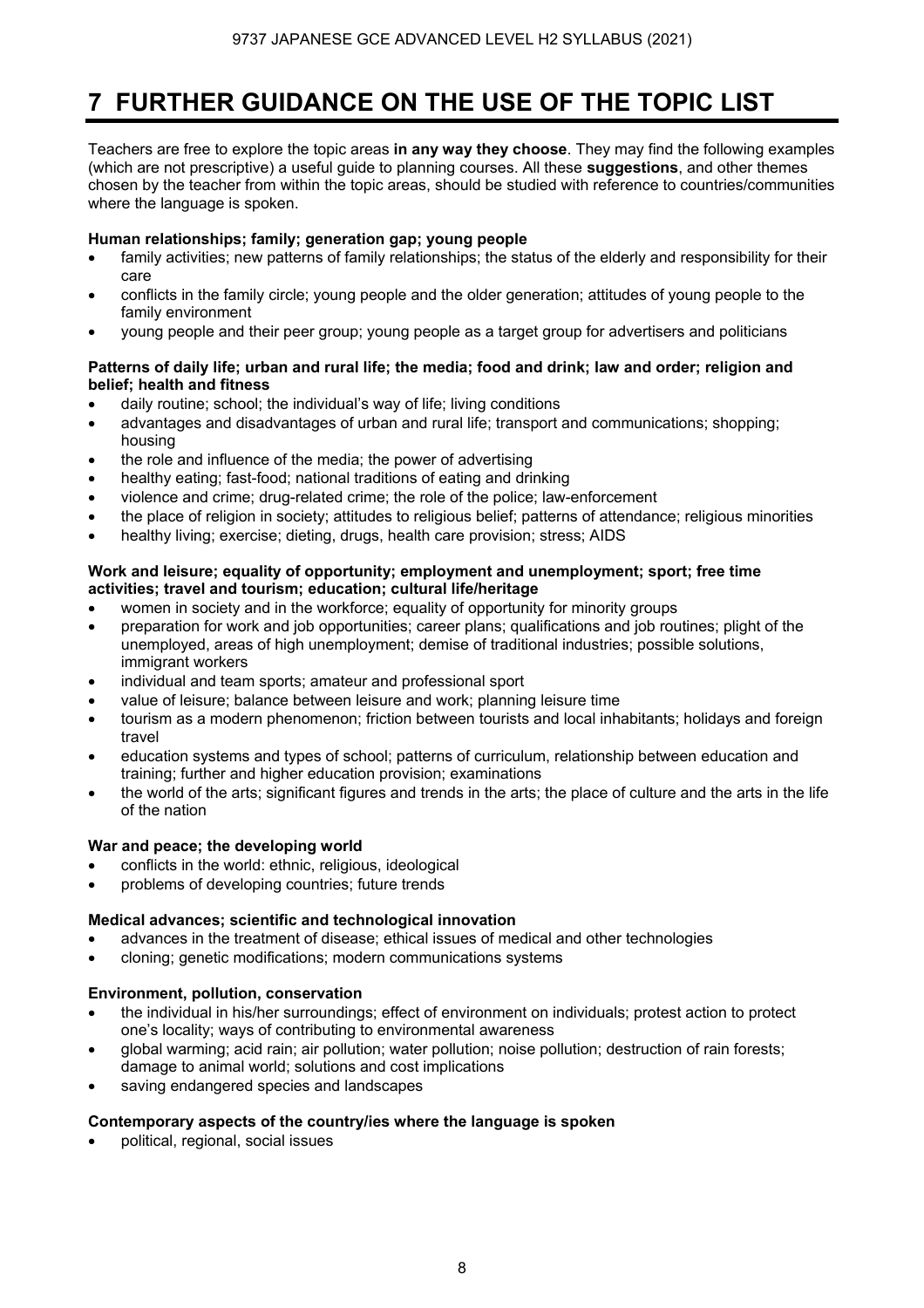# 7 FURTHER GUIDANCE ON THE USE OF THE TOPIC LIST

Teachers are free to explore the topic areas **in any way they choose**. They may find the following examples (which are not prescriptive) a useful guide to planning courses. All these **suggestions**, and other themes chosen by the teacher from within the topic areas, should be studied with reference to countries/communities where the language is spoken.

**Human relationships; family; generation gap; young people**

- family activities; new patterns of family relationships; the status of the elderly and responsibility for their care
- conflicts in the family circle; young people and the older generation; attitudes of young people to the family environment
- young people and their peer group; young people as a target group for advertisers and politicians

**Patterns of daily life; urban and rural life; the media; food and drink; law and order; religion and belief; health and fitness**

- daily routine; school; the individual's way of life; living conditions
- advantages and disadvantages of urban and rural life; transport and communications; shopping; housing
- the role and influence of the media; the power of advertising
- healthy eating; fast-food; national traditions of eating and drinking
- violence and crime; drug-related crime; the role of the police; law-enforcement
- the place of religion in society; attitudes to religious belief; patterns of attendance; religious minorities
- healthy living; exercise; dieting, drugs, health care provision; stress; AIDS

**Work and leisure; equality of opportunity; employment and unemployment; sport; free time activities; travel and tourism; education; cultural life/heritage**

- women in society and in the workforce; equality of opportunity for minority groups
- preparation for work and job opportunities; career plans; qualifications and job routines; plight of the unemployed, areas of high unemployment; demise of traditional industries; possible solutions, immigrant workers
- individual and team sports; amateur and professional sport
- value of leisure; balance between leisure and work; planning leisure time
- tourism as a modern phenomenon; friction between tourists and local inhabitants; holidays and foreign travel
- education systems and types of school; patterns of curriculum, relationship between education and training; further and higher education provision; examinations
- the world of the arts; significant figures and trends in the arts; the place of culture and the arts in the life of the nation

**War and peace; the developing world**

- conflicts in the world: ethnic, religious, ideological
- problems of developing countries; future trends

**Medical advances; scientific and technological innovation**

- advances in the treatment of disease; ethical issues of medical and other technologies
- cloning; genetic modifications; modern communications systems

**Environment, pollution, conservation**

- the individual in his/her surroundings; effect of environment on individuals; protest action to protect one's locality; ways of contributing to environmental awareness
- global warming; acid rain; air pollution; water pollution; noise pollution; destruction of rain forests; damage to animal world; solutions and cost implications
- saving endangered species and landscapes

**Contemporary aspects of the country/ies where the language is spoken**

- political, regional, social issues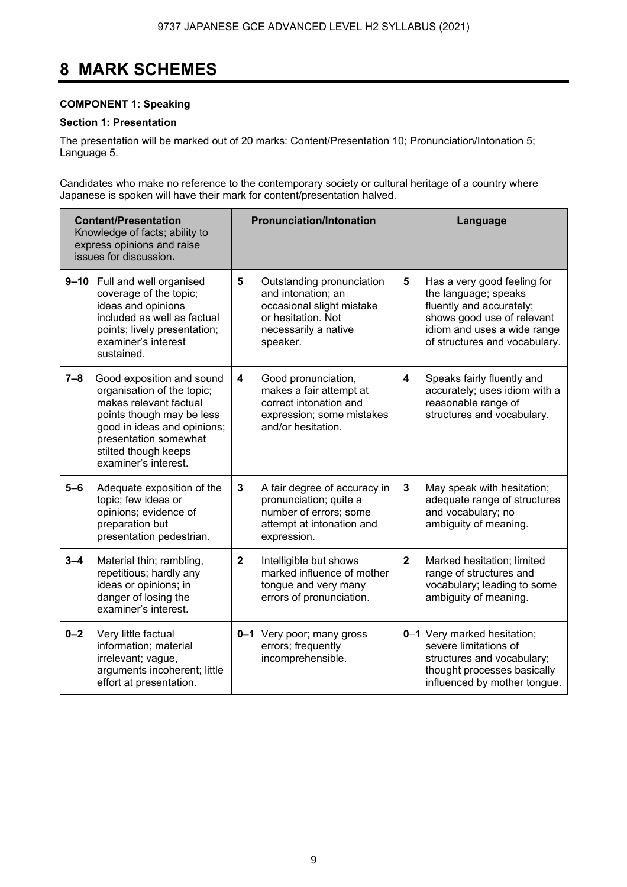# 8 MARK SCHEMES

**COMPONENT 1: Speaking**

**Section 1: Presentation**

The presentation will be marked out of 20 marks: Content/Presentation 10; Pronunciation/Intonation 5; Language 5.

Candidates who make no reference to the contemporary society or cultural heritage of a country where Japanese is spoken will have their mark for content/presentation halved.

| | **Content/Presentation** Knowledge of facts; ability to express opinions and raise issues for discussion**.** | | **Pronunciation/Intonation** | | **Language** |
|---|---|---|---|---|---|
| **9–10** | Full and well organised coverage of the topic; ideas and opinions included as well as factual points; lively presentation; examiner's interest sustained. | **5** | Outstanding pronunciation and intonation; an occasional slight mistake or hesitation. Not necessarily a native speaker. | **5** | Has a very good feeling for the language; speaks fluently and accurately; shows good use of relevant idiom and uses a wide range of structures and vocabulary. |
| **7–8** | Good exposition and sound organisation of the topic; makes relevant factual points though may be less good in ideas and opinions; presentation somewhat stilted though keeps examiner's interest. | **4** | Good pronunciation, makes a fair attempt at correct intonation and expression; some mistakes and/or hesitation. | **4** | Speaks fairly fluently and accurately; uses idiom with a reasonable range of structures and vocabulary. |
| **5–6** | Adequate exposition of the topic; few ideas or opinions; evidence of preparation but presentation pedestrian. | **3** | A fair degree of accuracy in pronunciation; quite a number of errors; some attempt at intonation and expression. | **3** | May speak with hesitation; adequate range of structures and vocabulary; no ambiguity of meaning. |
| **3–4** | Material thin; rambling, repetitious; hardly any ideas or opinions; in danger of losing the examiner's interest. | **2** | Intelligible but shows marked influence of mother tongue and very many errors of pronunciation. | **2** | Marked hesitation; limited range of structures and vocabulary; leading to some ambiguity of meaning. |
| **0–2** | Very little factual information; material irrelevant; vague, arguments incoherent; little effort at presentation. | **0–1** | Very poor; many gross errors; frequently incomprehensible. | **0–1** | Very marked hesitation; severe limitations of structures and vocabulary; thought processes basically influenced by mother tongue. |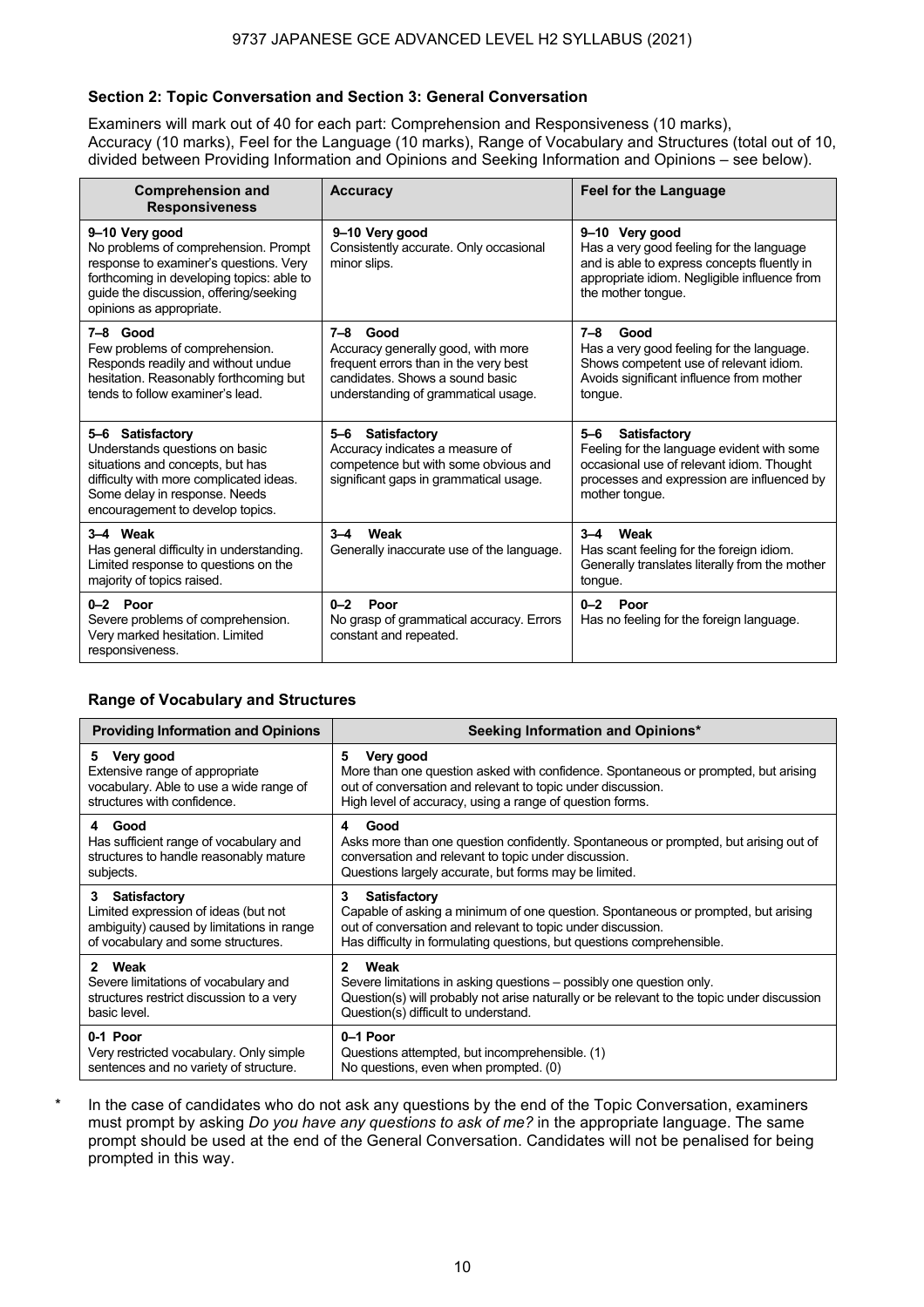### Section 2: Topic Conversation and Section 3: General Conversation

Examiners will mark out of 40 for each part: Comprehension and Responsiveness (10 marks), Accuracy (10 marks), Feel for the Language (10 marks), Range of Vocabulary and Structures (total out of 10, divided between Providing Information and Opinions and Seeking Information and Opinions – see below).

| Comprehension and Responsiveness | Accuracy | Feel for the Language |
|---|---|---|
| **9–10 Very good**<br>No problems of comprehension. Prompt response to examiner's questions. Very forthcoming in developing topics: able to guide the discussion, offering/seeking opinions as appropriate. | **9–10 Very good**<br>Consistently accurate. Only occasional minor slips. | **9–10 Very good**<br>Has a very good feeling for the language and is able to express concepts fluently in appropriate idiom. Negligible influence from the mother tongue. |
| **7–8 Good**<br>Few problems of comprehension. Responds readily and without undue hesitation. Reasonably forthcoming but tends to follow examiner's lead. | **7–8 Good**<br>Accuracy generally good, with more frequent errors than in the very best candidates. Shows a sound basic understanding of grammatical usage. | **7–8 Good**<br>Has a very good feeling for the language. Shows competent use of relevant idiom. Avoids significant influence from mother tongue. |
| **5–6 Satisfactory**<br>Understands questions on basic situations and concepts, but has difficulty with more complicated ideas. Some delay in response. Needs encouragement to develop topics. | **5–6 Satisfactory**<br>Accuracy indicates a measure of competence but with some obvious and significant gaps in grammatical usage. | **5–6 Satisfactory**<br>Feeling for the language evident with some occasional use of relevant idiom. Thought processes and expression are influenced by mother tongue. |
| **3–4 Weak**<br>Has general difficulty in understanding. Limited response to questions on the majority of topics raised. | **3–4 Weak**<br>Generally inaccurate use of the language. | **3–4 Weak**<br>Has scant feeling for the foreign idiom. Generally translates literally from the mother tongue. |
| **0–2 Poor**<br>Severe problems of comprehension. Very marked hesitation. Limited responsiveness. | **0–2 Poor**<br>No grasp of grammatical accuracy. Errors constant and repeated. | **0–2 Poor**<br>Has no feeling for the foreign language. |

### Range of Vocabulary and Structures

| Providing Information and Opinions | Seeking Information and Opinions* |
|---|---|
| **5 Very good**<br>Extensive range of appropriate vocabulary. Able to use a wide range of structures with confidence. | **5 Very good**<br>More than one question asked with confidence. Spontaneous or prompted, but arising out of conversation and relevant to topic under discussion.<br>High level of accuracy, using a range of question forms. |
| **4 Good**<br>Has sufficient range of vocabulary and structures to handle reasonably mature subjects. | **4 Good**<br>Asks more than one question confidently. Spontaneous or prompted, but arising out of conversation and relevant to topic under discussion.<br>Questions largely accurate, but forms may be limited. |
| **3 Satisfactory**<br>Limited expression of ideas (but not ambiguity) caused by limitations in range of vocabulary and some structures. | **3 Satisfactory**<br>Capable of asking a minimum of one question. Spontaneous or prompted, but arising out of conversation and relevant to topic under discussion.<br>Has difficulty in formulating questions, but questions comprehensible. |
| **2 Weak**<br>Severe limitations of vocabulary and structures restrict discussion to a very basic level. | **2 Weak**<br>Severe limitations in asking questions – possibly one question only.<br>Question(s) will probably not arise naturally or be relevant to the topic under discussion<br>Question(s) difficult to understand. |
| **0-1 Poor**<br>Very restricted vocabulary. Only simple sentences and no variety of structure. | **0–1 Poor**<br>Questions attempted, but incomprehensible. (1)<br>No questions, even when prompted. (0) |

\* In the case of candidates who do not ask any questions by the end of the Topic Conversation, examiners must prompt by asking *Do you have any questions to ask of me?* in the appropriate language. The same prompt should be used at the end of the General Conversation. Candidates will not be penalised for being prompted in this way.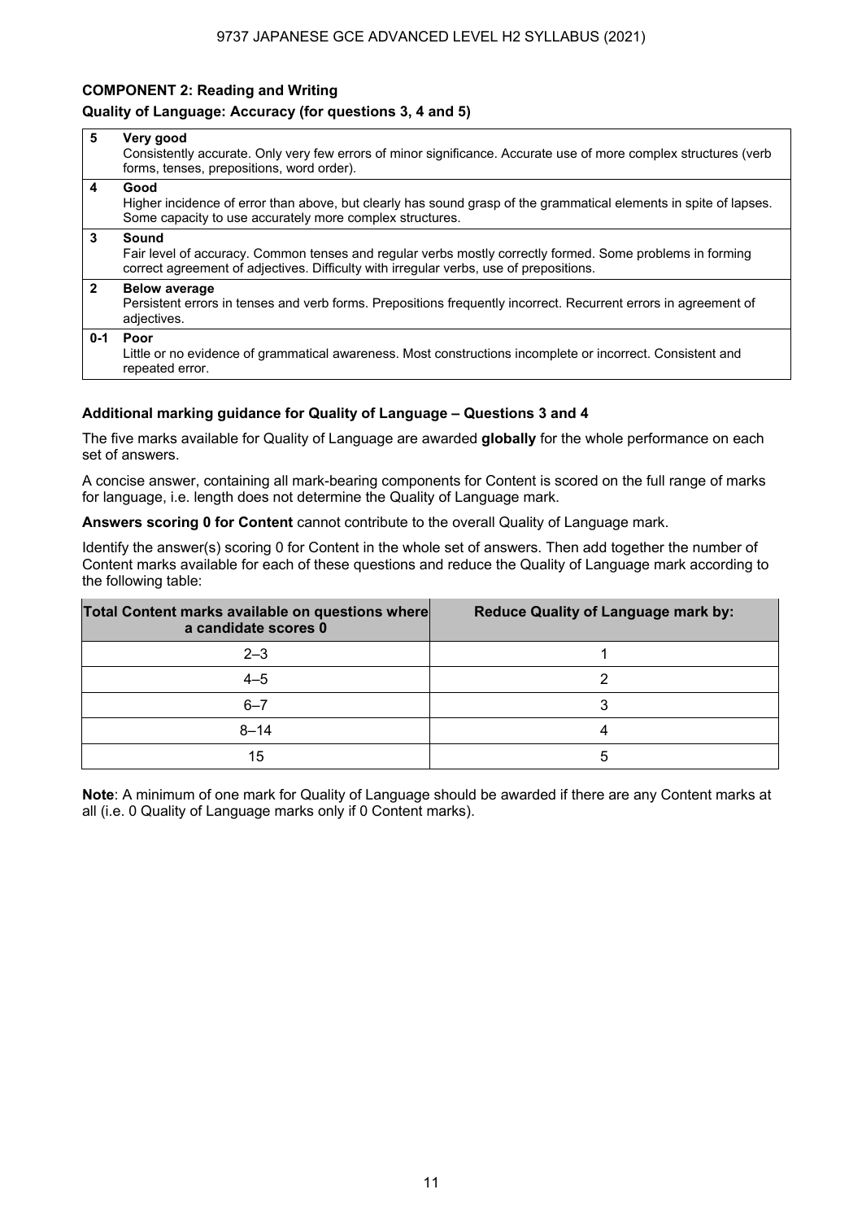**COMPONENT 2: Reading and Writing**

**Quality of Language: Accuracy (for questions 3, 4 and 5)**

| Mark | Descriptor |
|---|---|
| 5 | **Very good**<br>Consistently accurate. Only very few errors of minor significance. Accurate use of more complex structures (verb forms, tenses, prepositions, word order). |
| 4 | **Good**<br>Higher incidence of error than above, but clearly has sound grasp of the grammatical elements in spite of lapses. Some capacity to use accurately more complex structures. |
| 3 | **Sound**<br>Fair level of accuracy. Common tenses and regular verbs mostly correctly formed. Some problems in forming correct agreement of adjectives. Difficulty with irregular verbs, use of prepositions. |
| 2 | **Below average**<br>Persistent errors in tenses and verb forms. Prepositions frequently incorrect. Recurrent errors in agreement of adjectives. |
| 0-1 | **Poor**<br>Little or no evidence of grammatical awareness. Most constructions incomplete or incorrect. Consistent and repeated error. |

**Additional marking guidance for Quality of Language – Questions 3 and 4**

The five marks available for Quality of Language are awarded **globally** for the whole performance on each set of answers.

A concise answer, containing all mark-bearing components for Content is scored on the full range of marks for language, i.e. length does not determine the Quality of Language mark.

**Answers scoring 0 for Content** cannot contribute to the overall Quality of Language mark.

Identify the answer(s) scoring 0 for Content in the whole set of answers. Then add together the number of Content marks available for each of these questions and reduce the Quality of Language mark according to the following table:

| Total Content marks available on questions where a candidate scores 0 | Reduce Quality of Language mark by: |
|---|---|
| 2–3 | 1 |
| 4–5 | 2 |
| 6–7 | 3 |
| 8–14 | 4 |
| 15 | 5 |

**Note**: A minimum of one mark for Quality of Language should be awarded if there are any Content marks at all (i.e. 0 Quality of Language marks only if 0 Content marks).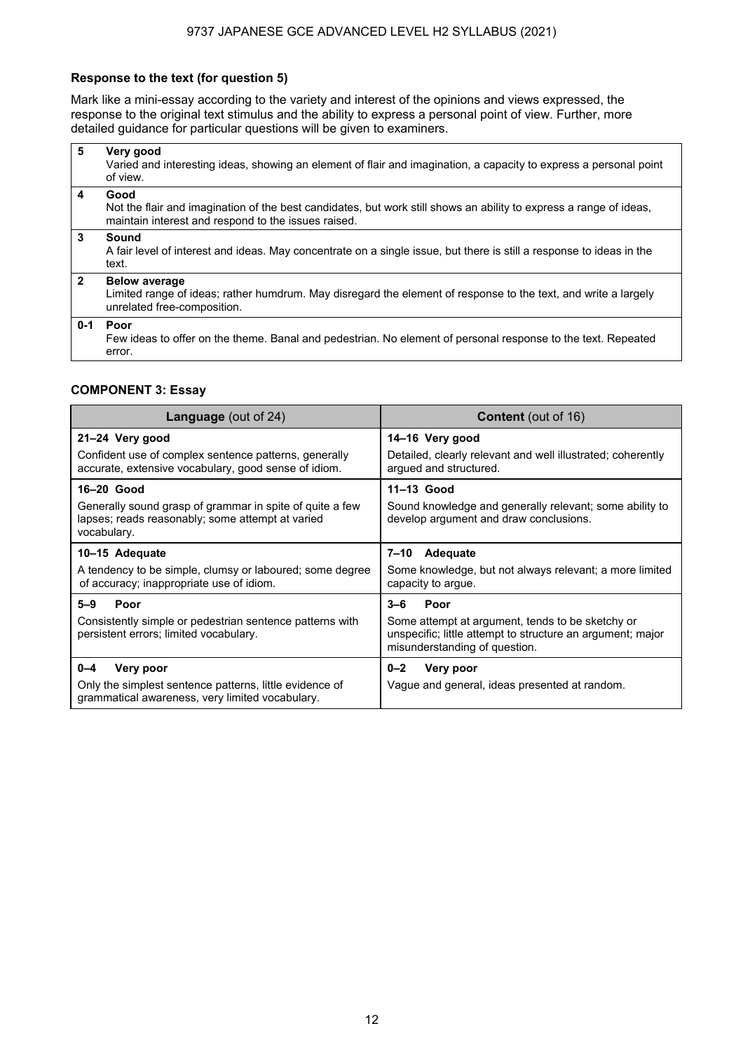**Response to the text (for question 5)**

Mark like a mini-essay according to the variety and interest of the opinions and views expressed, the response to the original text stimulus and the ability to express a personal point of view. Further, more detailed guidance for particular questions will be given to examiners.

| Mark | Descriptor |
|---|---|
| 5 | **Very good**<br>Varied and interesting ideas, showing an element of flair and imagination, a capacity to express a personal point of view. |
| 4 | **Good**<br>Not the flair and imagination of the best candidates, but work still shows an ability to express a range of ideas, maintain interest and respond to the issues raised. |
| 3 | **Sound**<br>A fair level of interest and ideas. May concentrate on a single issue, but there is still a response to ideas in the text. |
| 2 | **Below average**<br>Limited range of ideas; rather humdrum. May disregard the element of response to the text, and write a largely unrelated free-composition. |
| 0-1 | **Poor**<br>Few ideas to offer on the theme. Banal and pedestrian. No element of personal response to the text. Repeated error. |

**COMPONENT 3: Essay**

| **Language** (out of 24) | **Content** (out of 16) |
|---|---|
| **21–24 Very good**<br>Confident use of complex sentence patterns, generally accurate, extensive vocabulary, good sense of idiom. | **14–16 Very good**<br>Detailed, clearly relevant and well illustrated; coherently argued and structured. |
| **16–20 Good**<br>Generally sound grasp of grammar in spite of quite a few lapses; reads reasonably; some attempt at varied vocabulary. | **11–13 Good**<br>Sound knowledge and generally relevant; some ability to develop argument and draw conclusions. |
| **10–15 Adequate**<br>A tendency to be simple, clumsy or laboured; some degree of accuracy; inappropriate use of idiom. | **7–10 Adequate**<br>Some knowledge, but not always relevant; a more limited capacity to argue. |
| **5–9 Poor**<br>Consistently simple or pedestrian sentence patterns with persistent errors; limited vocabulary. | **3–6 Poor**<br>Some attempt at argument, tends to be sketchy or unspecific; little attempt to structure an argument; major misunderstanding of question. |
| **0–4 Very poor**<br>Only the simplest sentence patterns, little evidence of grammatical awareness, very limited vocabulary. | **0–2 Very poor**<br>Vague and general, ideas presented at random. |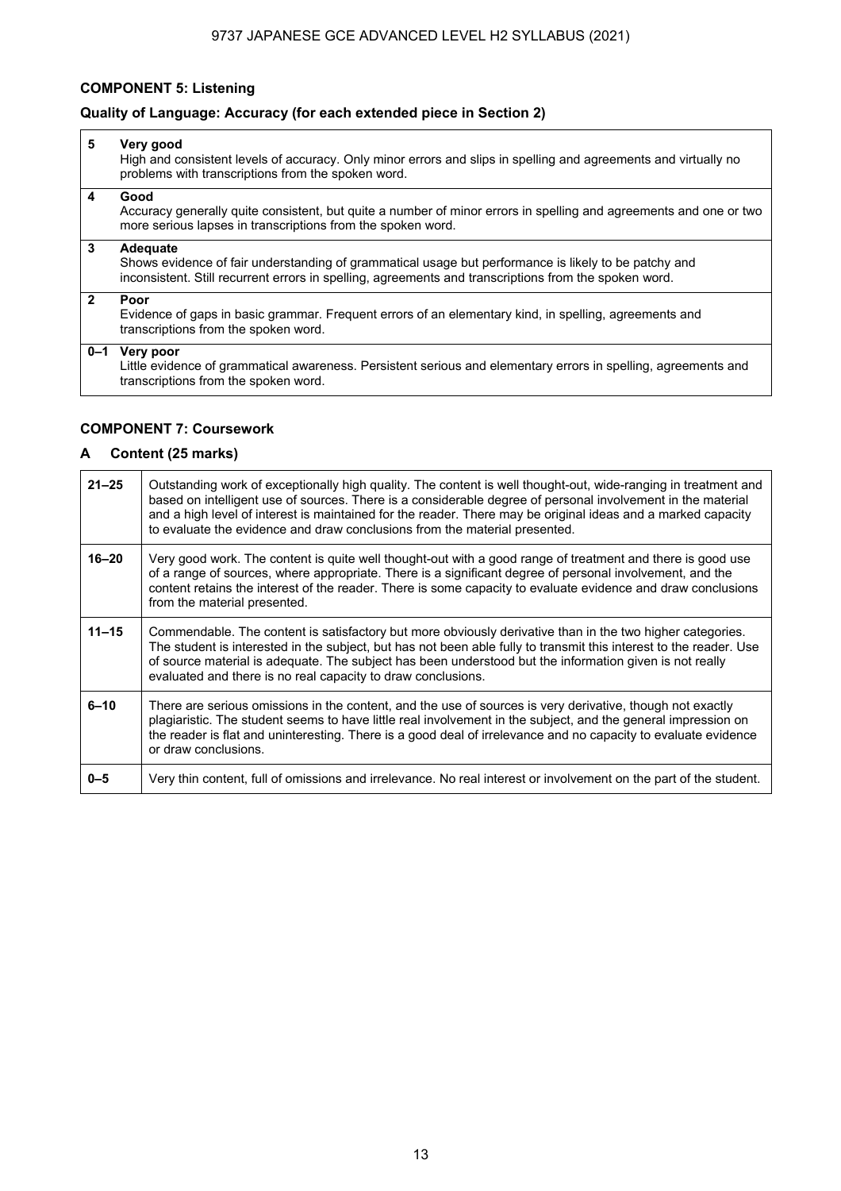### COMPONENT 5: Listening

#### Quality of Language: Accuracy (for each extended piece in Section 2)

| Mark | Descriptor |
|---|---|
| 5 | **Very good**<br>High and consistent levels of accuracy. Only minor errors and slips in spelling and agreements and virtually no problems with transcriptions from the spoken word. |
| 4 | **Good**<br>Accuracy generally quite consistent, but quite a number of minor errors in spelling and agreements and one or two more serious lapses in transcriptions from the spoken word. |
| 3 | **Adequate**<br>Shows evidence of fair understanding of grammatical usage but performance is likely to be patchy and inconsistent. Still recurrent errors in spelling, agreements and transcriptions from the spoken word. |
| 2 | **Poor**<br>Evidence of gaps in basic grammar. Frequent errors of an elementary kind, in spelling, agreements and transcriptions from the spoken word. |
| 0–1 | **Very poor**<br>Little evidence of grammatical awareness. Persistent serious and elementary errors in spelling, agreements and transcriptions from the spoken word. |

### COMPONENT 7: Coursework

#### A Content (25 marks)

| Marks | Descriptor |
|---|---|
| 21–25 | Outstanding work of exceptionally high quality. The content is well thought-out, wide-ranging in treatment and based on intelligent use of sources. There is a considerable degree of personal involvement in the material and a high level of interest is maintained for the reader. There may be original ideas and a marked capacity to evaluate the evidence and draw conclusions from the material presented. |
| 16–20 | Very good work. The content is quite well thought-out with a good range of treatment and there is good use of a range of sources, where appropriate. There is a significant degree of personal involvement, and the content retains the interest of the reader. There is some capacity to evaluate evidence and draw conclusions from the material presented. |
| 11–15 | Commendable. The content is satisfactory but more obviously derivative than in the two higher categories. The student is interested in the subject, but has not been able fully to transmit this interest to the reader. Use of source material is adequate. The subject has been understood but the information given is not really evaluated and there is no real capacity to draw conclusions. |
| 6–10 | There are serious omissions in the content, and the use of sources is very derivative, though not exactly plagiaristic. The student seems to have little real involvement in the subject, and the general impression on the reader is flat and uninteresting. There is a good deal of irrelevance and no capacity to evaluate evidence or draw conclusions. |
| 0–5 | Very thin content, full of omissions and irrelevance. No real interest or involvement on the part of the student. |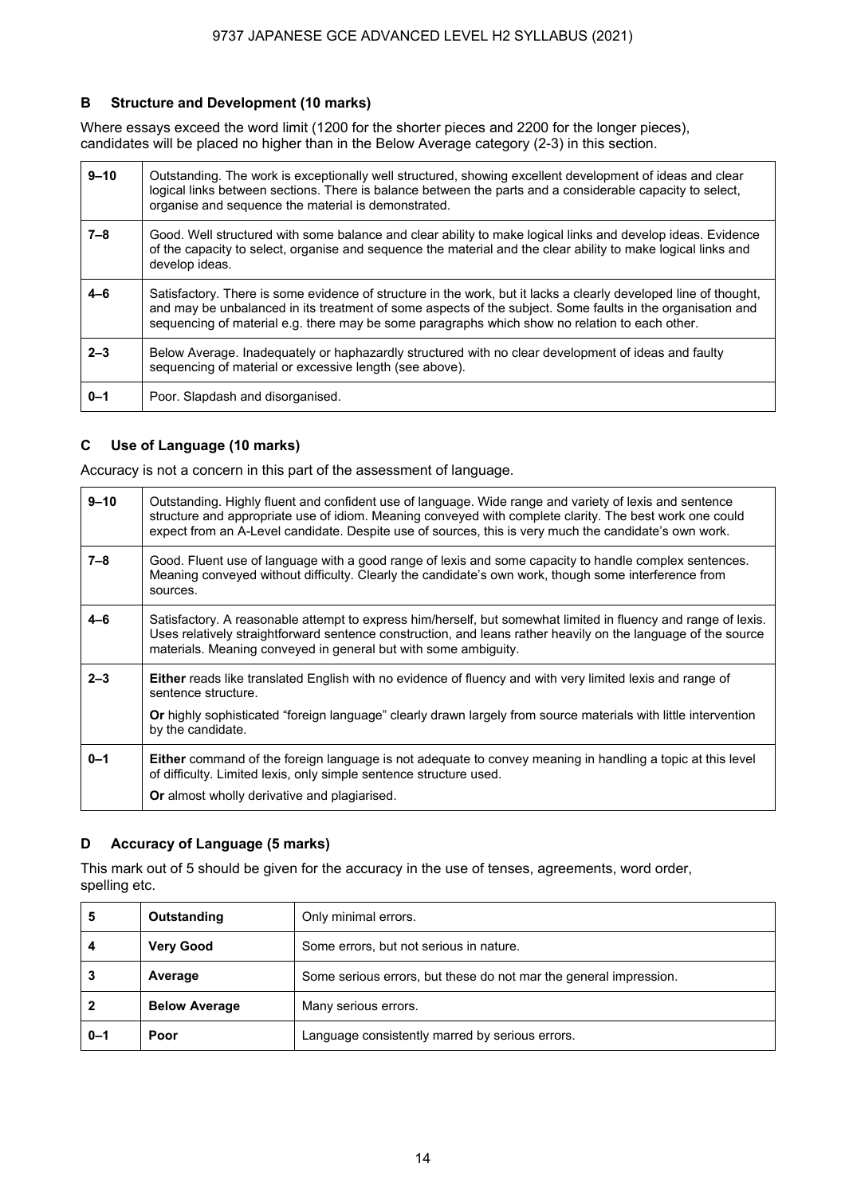### B Structure and Development (10 marks)

Where essays exceed the word limit (1200 for the shorter pieces and 2200 for the longer pieces), candidates will be placed no higher than in the Below Average category (2-3) in this section.

| | |
|---|---|
| 9–10 | Outstanding. The work is exceptionally well structured, showing excellent development of ideas and clear logical links between sections. There is balance between the parts and a considerable capacity to select, organise and sequence the material is demonstrated. |
| 7–8 | Good. Well structured with some balance and clear ability to make logical links and develop ideas. Evidence of the capacity to select, organise and sequence the material and the clear ability to make logical links and develop ideas. |
| 4–6 | Satisfactory. There is some evidence of structure in the work, but it lacks a clearly developed line of thought, and may be unbalanced in its treatment of some aspects of the subject. Some faults in the organisation and sequencing of material e.g. there may be some paragraphs which show no relation to each other. |
| 2–3 | Below Average. Inadequately or haphazardly structured with no clear development of ideas and faulty sequencing of material or excessive length (see above). |
| 0–1 | Poor. Slapdash and disorganised. |

### C Use of Language (10 marks)

Accuracy is not a concern in this part of the assessment of language.

| | |
|---|---|
| 9–10 | Outstanding. Highly fluent and confident use of language. Wide range and variety of lexis and sentence structure and appropriate use of idiom. Meaning conveyed with complete clarity. The best work one could expect from an A-Level candidate. Despite use of sources, this is very much the candidate's own work. |
| 7–8 | Good. Fluent use of language with a good range of lexis and some capacity to handle complex sentences. Meaning conveyed without difficulty. Clearly the candidate's own work, though some interference from sources. |
| 4–6 | Satisfactory. A reasonable attempt to express him/herself, but somewhat limited in fluency and range of lexis. Uses relatively straightforward sentence construction, and leans rather heavily on the language of the source materials. Meaning conveyed in general but with some ambiguity. |
| 2–3 | **Either** reads like translated English with no evidence of fluency and with very limited lexis and range of sentence structure.<br><br>**Or** highly sophisticated "foreign language" clearly drawn largely from source materials with little intervention by the candidate. |
| 0–1 | **Either** command of the foreign language is not adequate to convey meaning in handling a topic at this level of difficulty. Limited lexis, only simple sentence structure used.<br><br>**Or** almost wholly derivative and plagiarised. |

### D Accuracy of Language (5 marks)

This mark out of 5 should be given for the accuracy in the use of tenses, agreements, word order, spelling etc.

| | | |
|---|---|---|
| 5 | **Outstanding** | Only minimal errors. |
| 4 | **Very Good** | Some errors, but not serious in nature. |
| 3 | **Average** | Some serious errors, but these do not mar the general impression. |
| 2 | **Below Average** | Many serious errors. |
| 0–1 | **Poor** | Language consistently marred by serious errors. |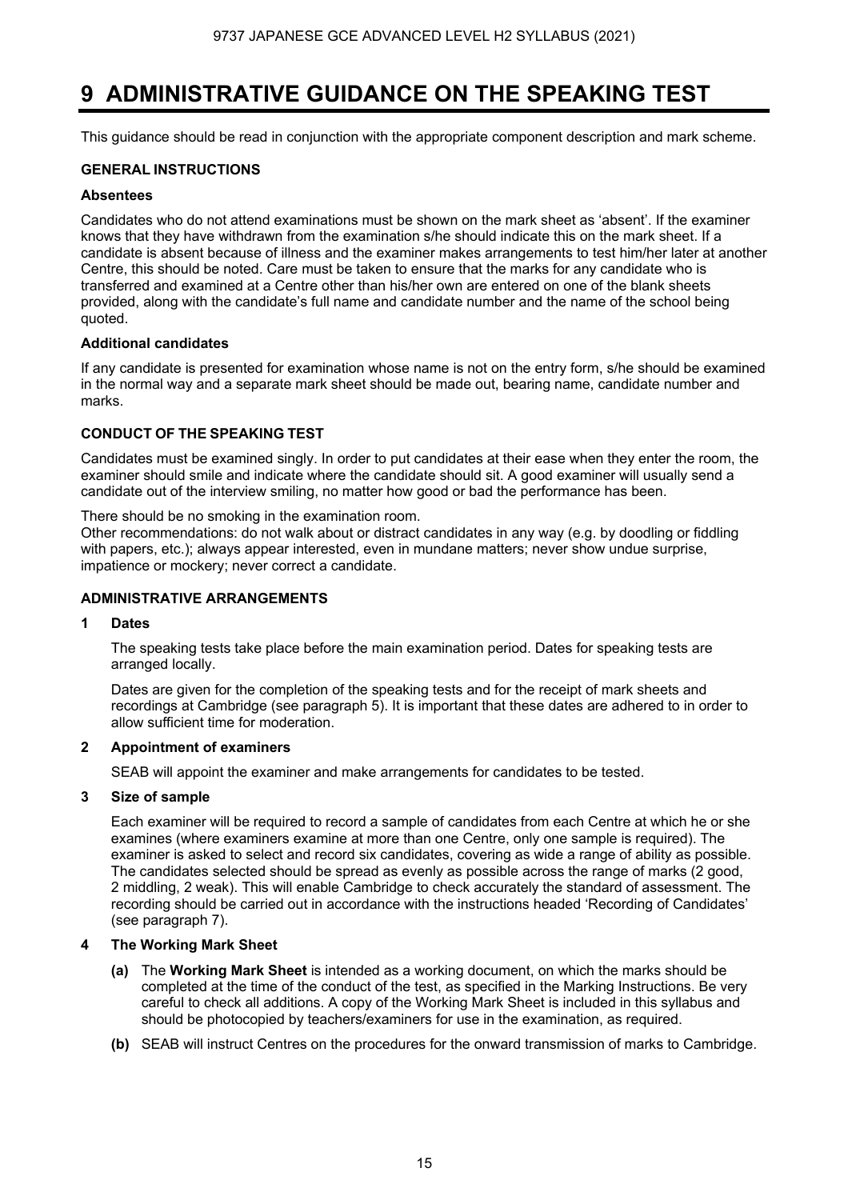# 9 ADMINISTRATIVE GUIDANCE ON THE SPEAKING TEST

This guidance should be read in conjunction with the appropriate component description and mark scheme.

### GENERAL INSTRUCTIONS

#### Absentees

Candidates who do not attend examinations must be shown on the mark sheet as 'absent'. If the examiner knows that they have withdrawn from the examination s/he should indicate this on the mark sheet. If a candidate is absent because of illness and the examiner makes arrangements to test him/her later at another Centre, this should be noted. Care must be taken to ensure that the marks for any candidate who is transferred and examined at a Centre other than his/her own are entered on one of the blank sheets provided, along with the candidate's full name and candidate number and the name of the school being quoted.

#### Additional candidates

If any candidate is presented for examination whose name is not on the entry form, s/he should be examined in the normal way and a separate mark sheet should be made out, bearing name, candidate number and marks.

### CONDUCT OF THE SPEAKING TEST

Candidates must be examined singly. In order to put candidates at their ease when they enter the room, the examiner should smile and indicate where the candidate should sit. A good examiner will usually send a candidate out of the interview smiling, no matter how good or bad the performance has been.

There should be no smoking in the examination room.
Other recommendations: do not walk about or distract candidates in any way (e.g. by doodling or fiddling with papers, etc.); always appear interested, even in mundane matters; never show undue surprise, impatience or mockery; never correct a candidate.

### ADMINISTRATIVE ARRANGEMENTS

#### 1 Dates

The speaking tests take place before the main examination period. Dates for speaking tests are arranged locally.

Dates are given for the completion of the speaking tests and for the receipt of mark sheets and recordings at Cambridge (see paragraph 5). It is important that these dates are adhered to in order to allow sufficient time for moderation.

#### 2 Appointment of examiners

SEAB will appoint the examiner and make arrangements for candidates to be tested.

#### 3 Size of sample

Each examiner will be required to record a sample of candidates from each Centre at which he or she examines (where examiners examine at more than one Centre, only one sample is required). The examiner is asked to select and record six candidates, covering as wide a range of ability as possible. The candidates selected should be spread as evenly as possible across the range of marks (2 good, 2 middling, 2 weak). This will enable Cambridge to check accurately the standard of assessment. The recording should be carried out in accordance with the instructions headed 'Recording of Candidates' (see paragraph 7).

#### 4 The Working Mark Sheet

**(a)** The **Working Mark Sheet** is intended as a working document, on which the marks should be completed at the time of the conduct of the test, as specified in the Marking Instructions. Be very careful to check all additions. A copy of the Working Mark Sheet is included in this syllabus and should be photocopied by teachers/examiners for use in the examination, as required.

**(b)** SEAB will instruct Centres on the procedures for the onward transmission of marks to Cambridge.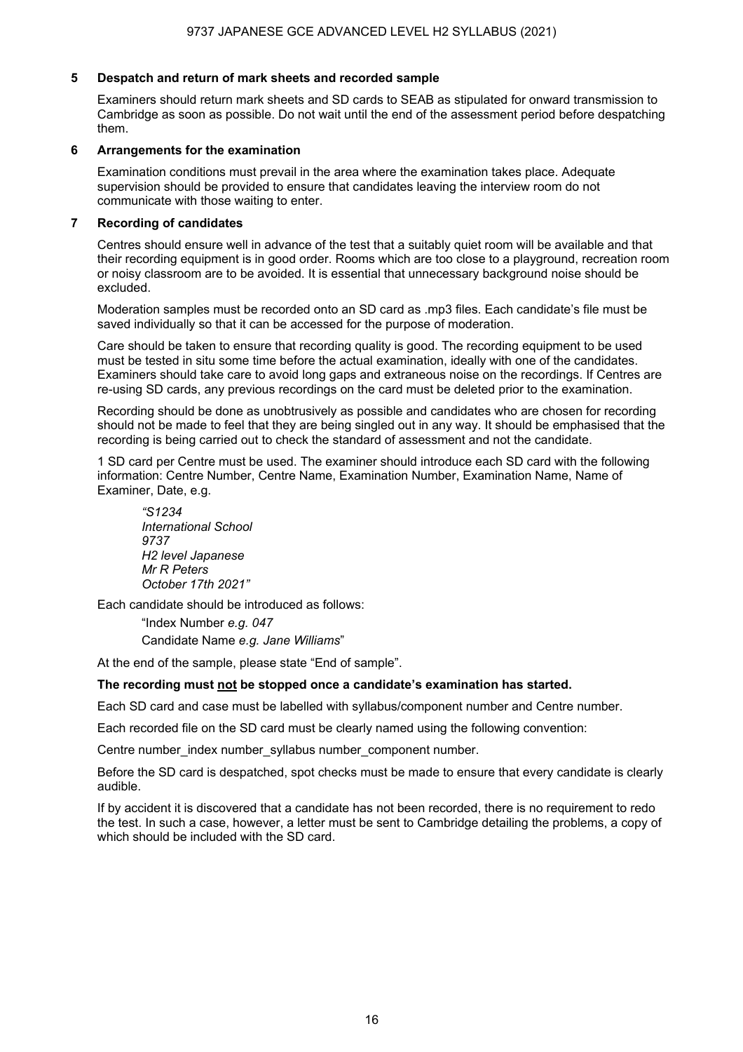## 5 Despatch and return of mark sheets and recorded sample

Examiners should return mark sheets and SD cards to SEAB as stipulated for onward transmission to Cambridge as soon as possible. Do not wait until the end of the assessment period before despatching them.

## 6 Arrangements for the examination

Examination conditions must prevail in the area where the examination takes place. Adequate supervision should be provided to ensure that candidates leaving the interview room do not communicate with those waiting to enter.

## 7 Recording of candidates

Centres should ensure well in advance of the test that a suitably quiet room will be available and that their recording equipment is in good order. Rooms which are too close to a playground, recreation room or noisy classroom are to be avoided. It is essential that unnecessary background noise should be excluded.

Moderation samples must be recorded onto an SD card as .mp3 files. Each candidate's file must be saved individually so that it can be accessed for the purpose of moderation.

Care should be taken to ensure that recording quality is good. The recording equipment to be used must be tested in situ some time before the actual examination, ideally with one of the candidates. Examiners should take care to avoid long gaps and extraneous noise on the recordings. If Centres are re-using SD cards, any previous recordings on the card must be deleted prior to the examination.

Recording should be done as unobtrusively as possible and candidates who are chosen for recording should not be made to feel that they are being singled out in any way. It should be emphasised that the recording is being carried out to check the standard of assessment and not the candidate.

1 SD card per Centre must be used. The examiner should introduce each SD card with the following information: Centre Number, Centre Name, Examination Number, Examination Name, Name of Examiner, Date, e.g.

> *"S1234*
> *International School*
> *9737*
> *H2 level Japanese*
> *Mr R Peters*
> *October 17th 2021"*

Each candidate should be introduced as follows:

> "Index Number *e.g. 047*
> Candidate Name *e.g. Jane Williams*"

At the end of the sample, please state "End of sample".

**The recording must <u>not</u> be stopped once a candidate's examination has started.**

Each SD card and case must be labelled with syllabus/component number and Centre number.

Each recorded file on the SD card must be clearly named using the following convention:

Centre number_index number_syllabus number_component number.

Before the SD card is despatched, spot checks must be made to ensure that every candidate is clearly audible.

If by accident it is discovered that a candidate has not been recorded, there is no requirement to redo the test. In such a case, however, a letter must be sent to Cambridge detailing the problems, a copy of which should be included with the SD card.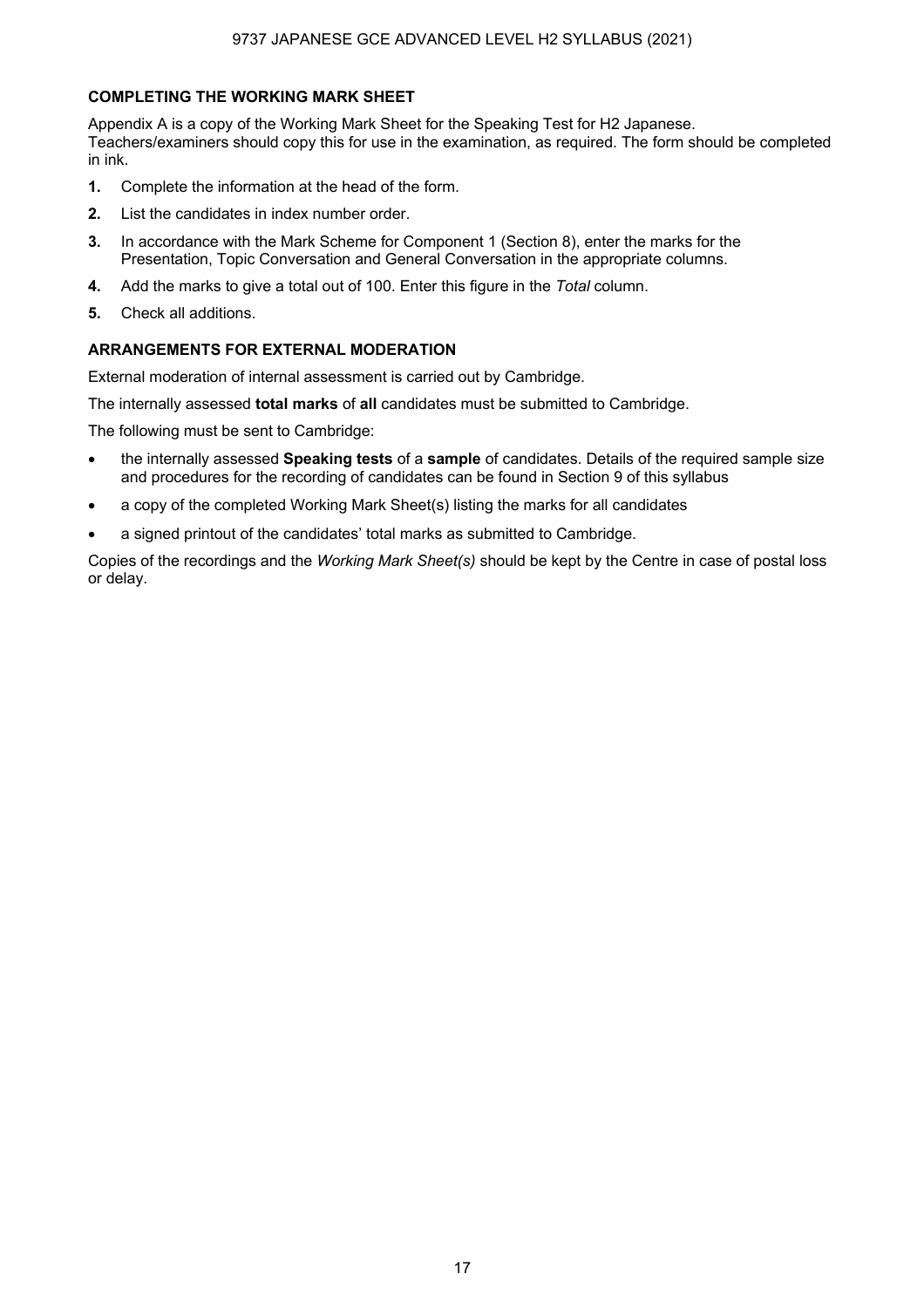## COMPLETING THE WORKING MARK SHEET

Appendix A is a copy of the Working Mark Sheet for the Speaking Test for H2 Japanese.
Teachers/examiners should copy this for use in the examination, as required. The form should be completed in ink.

1. Complete the information at the head of the form.
2. List the candidates in index number order.
3. In accordance with the Mark Scheme for Component 1 (Section 8), enter the marks for the Presentation, Topic Conversation and General Conversation in the appropriate columns.
4. Add the marks to give a total out of 100. Enter this figure in the *Total* column.
5. Check all additions.

## ARRANGEMENTS FOR EXTERNAL MODERATION

External moderation of internal assessment is carried out by Cambridge.

The internally assessed **total marks** of **all** candidates must be submitted to Cambridge.

The following must be sent to Cambridge:

- the internally assessed **Speaking tests** of a **sample** of candidates. Details of the required sample size and procedures for the recording of candidates can be found in Section 9 of this syllabus
- a copy of the completed Working Mark Sheet(s) listing the marks for all candidates
- a signed printout of the candidates' total marks as submitted to Cambridge.

Copies of the recordings and the *Working Mark Sheet(s)* should be kept by the Centre in case of postal loss or delay.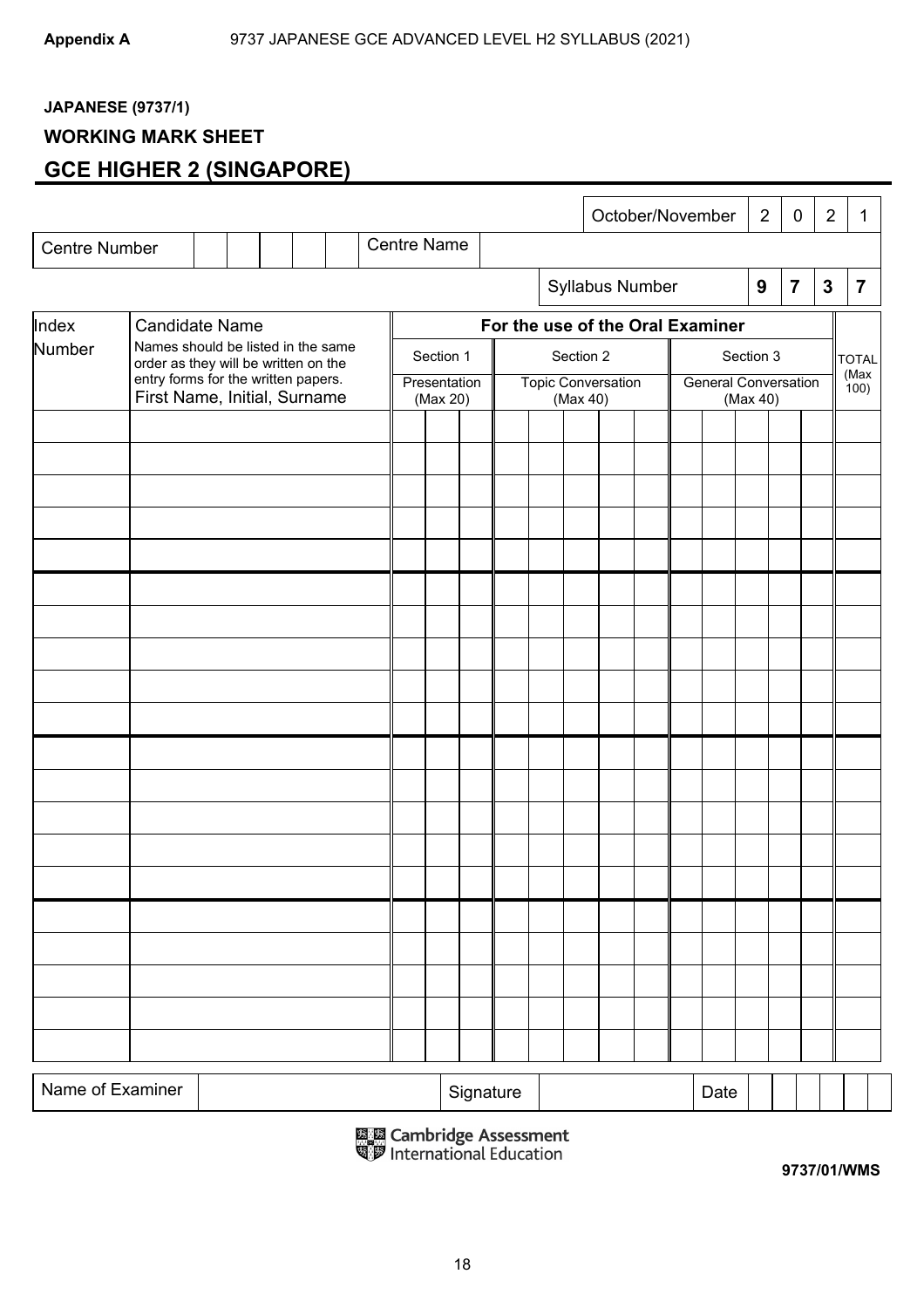Appendix A 9737 JAPANESE GCE ADVANCED LEVEL H2 SYLLABUS (2021)

**JAPANESE (9737/1)**

**WORKING MARK SHEET**

## GCE HIGHER 2 (SINGAPORE)

| October/November | 2 | 0 | 2 | 1 |
|---|---|---|---|---|

| Centre Number | | | | | | Centre Name | |
|---|---|---|---|---|---|---|---|

| Syllabus Number | 9 | 7 | 3 | 7 |
|---|---|---|---|---|

| Index Number | Candidate Name<br>Names should be listed in the same order as they will be written on the entry forms for the written papers.<br>First Name, Initial, Surname | For the use of the Oral Examiner | | | TOTAL (Max 100) |
|---|---|---|---|---|---|
| | | Section 1<br>Presentation<br>(Max 20) | Section 2<br>Topic Conversation<br>(Max 40) | Section 3<br>General Conversation<br>(Max 40) | |
| | | | | | |
| | | | | | |
| | | | | | |
| | | | | | |
| | | | | | |
| | | | | | |
| | | | | | |
| | | | | | |
| | | | | | |
| | | | | | |
| | | | | | |
| | | | | | |
| | | | | | |
| | | | | | |
| | | | | | |
| | | | | | |
| | | | | | |
| | | | | | |
| | | | | | |
| | | | | | |

| Name of Examiner | | Signature | | Date | |
|---|---|---|---|---|---|

Cambridge Assessment International Education

**9737/01/WMS**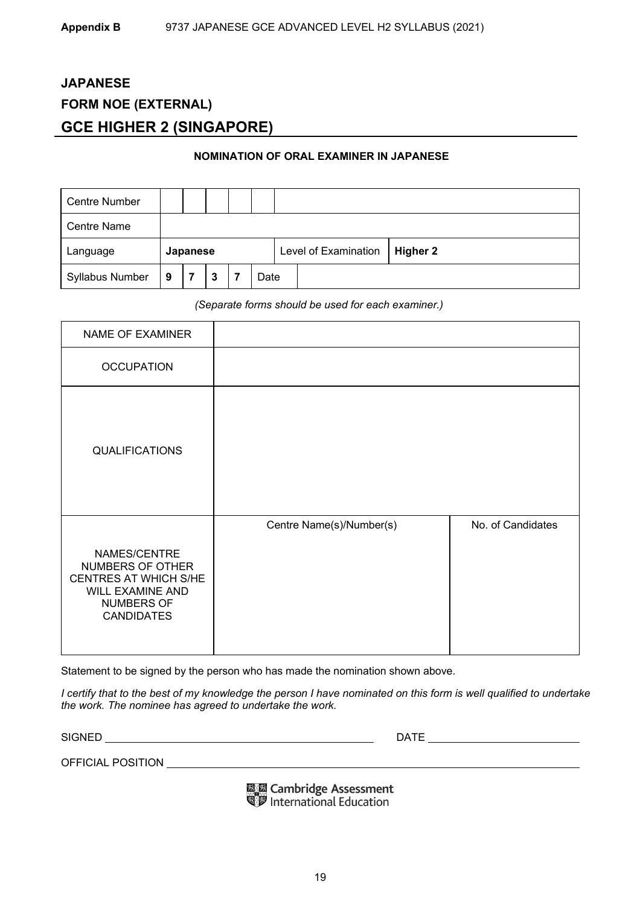**Appendix B** 9737 JAPANESE GCE ADVANCED LEVEL H2 SYLLABUS (2021)

## JAPANESE

## FORM NOE (EXTERNAL)

## GCE HIGHER 2 (SINGAPORE)

**NOMINATION OF ORAL EXAMINER IN JAPANESE**

| Centre Number | | | | | | | | |
|---|---|---|---|---|---|---|---|---|
| Centre Name | | | | | | | | |
| Language | **Japanese** | | | | | | Level of Examination | **Higher 2** |
| Syllabus Number | **9** | **7** | **3** | **7** | Date | | | |

*(Separate forms should be used for each examiner.)*

| NAME OF EXAMINER | | |
|---|---|---|
| OCCUPATION | | |
| QUALIFICATIONS | | |
| NAMES/CENTRE NUMBERS OF OTHER CENTRES AT WHICH S/HE WILL EXAMINE AND NUMBERS OF CANDIDATES | Centre Name(s)/Number(s) | No. of Candidates |

Statement to be signed by the person who has made the nomination shown above.

*I certify that to the best of my knowledge the person I have nominated on this form is well qualified to undertake the work. The nominee has agreed to undertake the work.*

SIGNED ______________________________ DATE ____________________

OFFICIAL POSITION ______________________________________________

Cambridge Assessment International Education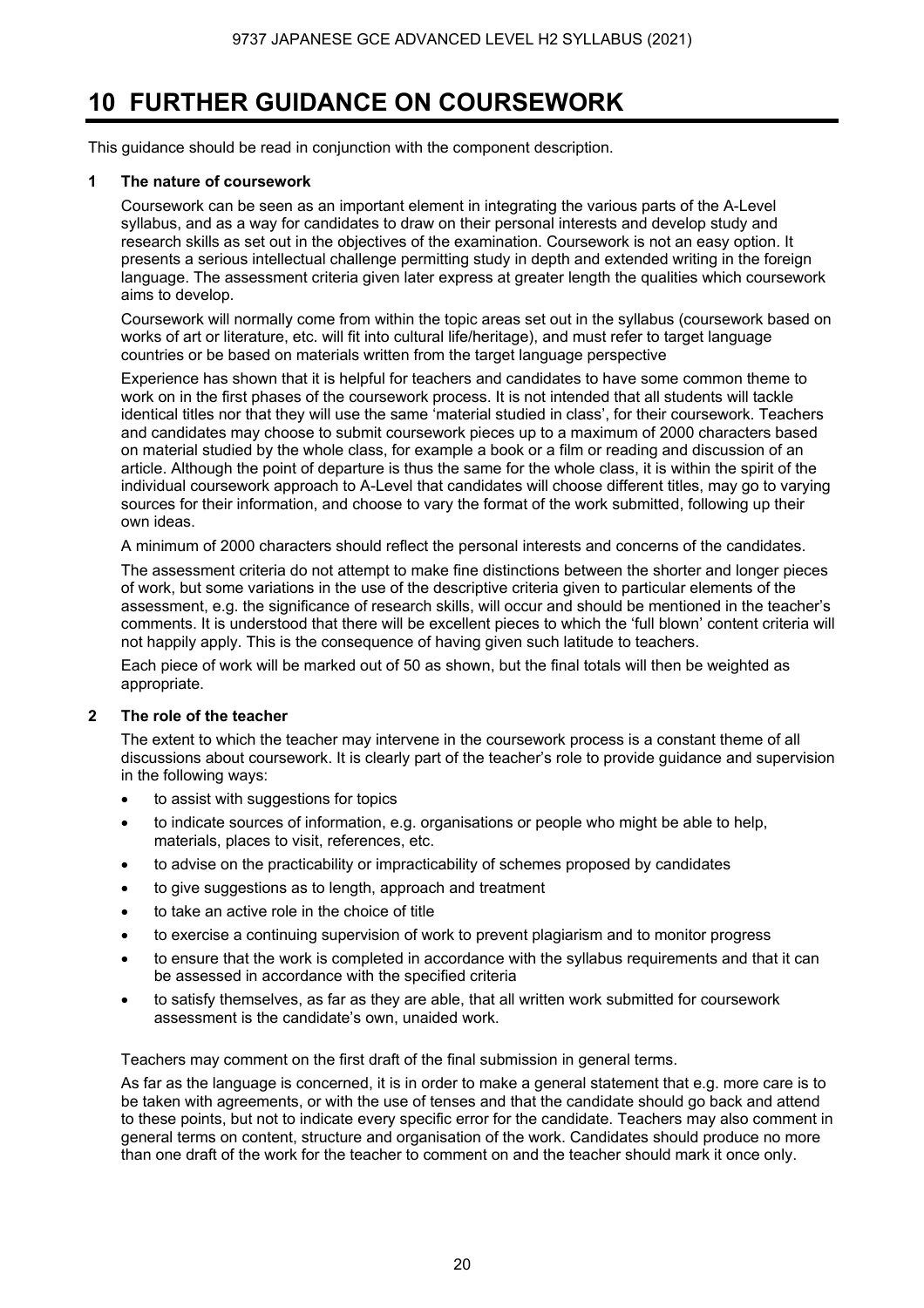# 10 FURTHER GUIDANCE ON COURSEWORK

This guidance should be read in conjunction with the component description.

**1 The nature of coursework**

Coursework can be seen as an important element in integrating the various parts of the A-Level syllabus, and as a way for candidates to draw on their personal interests and develop study and research skills as set out in the objectives of the examination. Coursework is not an easy option. It presents a serious intellectual challenge permitting study in depth and extended writing in the foreign language. The assessment criteria given later express at greater length the qualities which coursework aims to develop.

Coursework will normally come from within the topic areas set out in the syllabus (coursework based on works of art or literature, etc. will fit into cultural life/heritage), and must refer to target language countries or be based on materials written from the target language perspective

Experience has shown that it is helpful for teachers and candidates to have some common theme to work on in the first phases of the coursework process. It is not intended that all students will tackle identical titles nor that they will use the same 'material studied in class', for their coursework. Teachers and candidates may choose to submit coursework pieces up to a maximum of 2000 characters based on material studied by the whole class, for example a book or a film or reading and discussion of an article. Although the point of departure is thus the same for the whole class, it is within the spirit of the individual coursework approach to A-Level that candidates will choose different titles, may go to varying sources for their information, and choose to vary the format of the work submitted, following up their own ideas.

A minimum of 2000 characters should reflect the personal interests and concerns of the candidates.

The assessment criteria do not attempt to make fine distinctions between the shorter and longer pieces of work, but some variations in the use of the descriptive criteria given to particular elements of the assessment, e.g. the significance of research skills, will occur and should be mentioned in the teacher's comments. It is understood that there will be excellent pieces to which the 'full blown' content criteria will not happily apply. This is the consequence of having given such latitude to teachers.

Each piece of work will be marked out of 50 as shown, but the final totals will then be weighted as appropriate.

**2 The role of the teacher**

The extent to which the teacher may intervene in the coursework process is a constant theme of all discussions about coursework. It is clearly part of the teacher's role to provide guidance and supervision in the following ways:

- to assist with suggestions for topics
- to indicate sources of information, e.g. organisations or people who might be able to help, materials, places to visit, references, etc.
- to advise on the practicability or impracticability of schemes proposed by candidates
- to give suggestions as to length, approach and treatment
- to take an active role in the choice of title
- to exercise a continuing supervision of work to prevent plagiarism and to monitor progress
- to ensure that the work is completed in accordance with the syllabus requirements and that it can be assessed in accordance with the specified criteria
- to satisfy themselves, as far as they are able, that all written work submitted for coursework assessment is the candidate's own, unaided work.

Teachers may comment on the first draft of the final submission in general terms.

As far as the language is concerned, it is in order to make a general statement that e.g. more care is to be taken with agreements, or with the use of tenses and that the candidate should go back and attend to these points, but not to indicate every specific error for the candidate. Teachers may also comment in general terms on content, structure and organisation of the work. Candidates should produce no more than one draft of the work for the teacher to comment on and the teacher should mark it once only.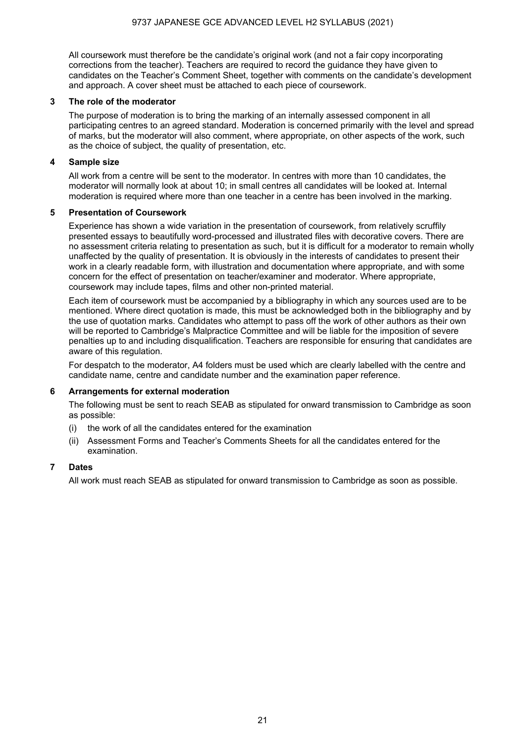All coursework must therefore be the candidate's original work (and not a fair copy incorporating corrections from the teacher). Teachers are required to record the guidance they have given to candidates on the Teacher's Comment Sheet, together with comments on the candidate's development and approach. A cover sheet must be attached to each piece of coursework.

### 3 The role of the moderator

The purpose of moderation is to bring the marking of an internally assessed component in all participating centres to an agreed standard. Moderation is concerned primarily with the level and spread of marks, but the moderator will also comment, where appropriate, on other aspects of the work, such as the choice of subject, the quality of presentation, etc.

### 4 Sample size

All work from a centre will be sent to the moderator. In centres with more than 10 candidates, the moderator will normally look at about 10; in small centres all candidates will be looked at. Internal moderation is required where more than one teacher in a centre has been involved in the marking.

### 5 Presentation of Coursework

Experience has shown a wide variation in the presentation of coursework, from relatively scruffily presented essays to beautifully word-processed and illustrated files with decorative covers. There are no assessment criteria relating to presentation as such, but it is difficult for a moderator to remain wholly unaffected by the quality of presentation. It is obviously in the interests of candidates to present their work in a clearly readable form, with illustration and documentation where appropriate, and with some concern for the effect of presentation on teacher/examiner and moderator. Where appropriate, coursework may include tapes, films and other non-printed material.

Each item of coursework must be accompanied by a bibliography in which any sources used are to be mentioned. Where direct quotation is made, this must be acknowledged both in the bibliography and by the use of quotation marks. Candidates who attempt to pass off the work of other authors as their own will be reported to Cambridge's Malpractice Committee and will be liable for the imposition of severe penalties up to and including disqualification. Teachers are responsible for ensuring that candidates are aware of this regulation.

For despatch to the moderator, A4 folders must be used which are clearly labelled with the centre and candidate name, centre and candidate number and the examination paper reference.

### 6 Arrangements for external moderation

The following must be sent to reach SEAB as stipulated for onward transmission to Cambridge as soon as possible:

(i) the work of all the candidates entered for the examination

(ii) Assessment Forms and Teacher's Comments Sheets for all the candidates entered for the examination.

### 7 Dates

All work must reach SEAB as stipulated for onward transmission to Cambridge as soon as possible.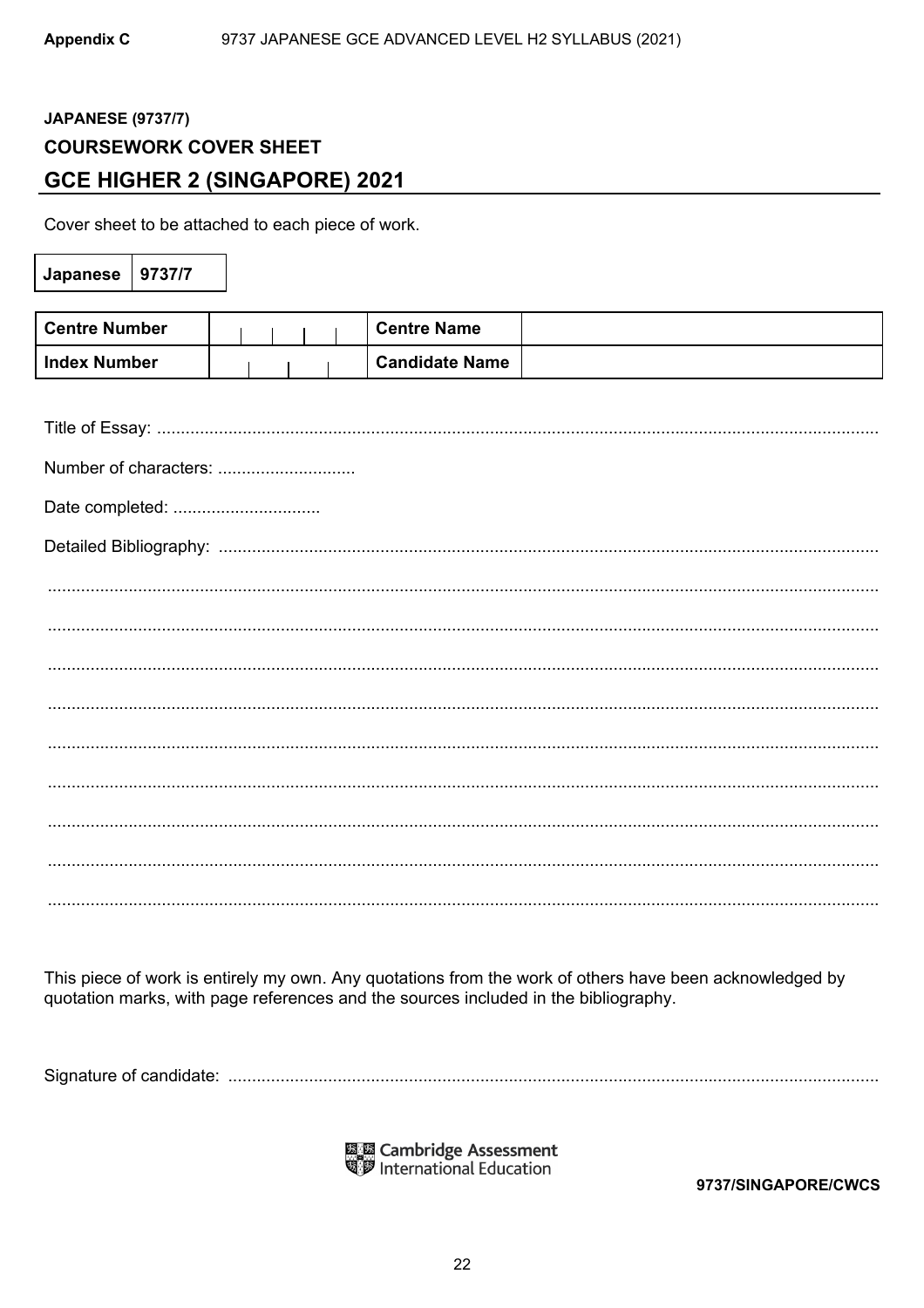**JAPANESE (9737/7)**

**COURSEWORK COVER SHEET**

## GCE HIGHER 2 (SINGAPORE) 2021

Cover sheet to be attached to each piece of work.

| Japanese | 9737/7 |
|---|---|

| Centre Number | | Centre Name | |
|---|---|---|---|
| Index Number | | Candidate Name | |

Title of Essay: ..........................................................................................................................................

Number of characters: ............................

Date completed: ..............................

Detailed Bibliography: ..............................................................................................................................

..............................................................................................................................................................

..............................................................................................................................................................

..............................................................................................................................................................

..............................................................................................................................................................

..............................................................................................................................................................

..............................................................................................................................................................

..............................................................................................................................................................

..............................................................................................................................................................

..............................................................................................................................................................

This piece of work is entirely my own. Any quotations from the work of others have been acknowledged by quotation marks, with page references and the sources included in the bibliography.

Signature of candidate: ............................................................................................................................

Cambridge Assessment International Education

9737/SINGAPORE/CWCS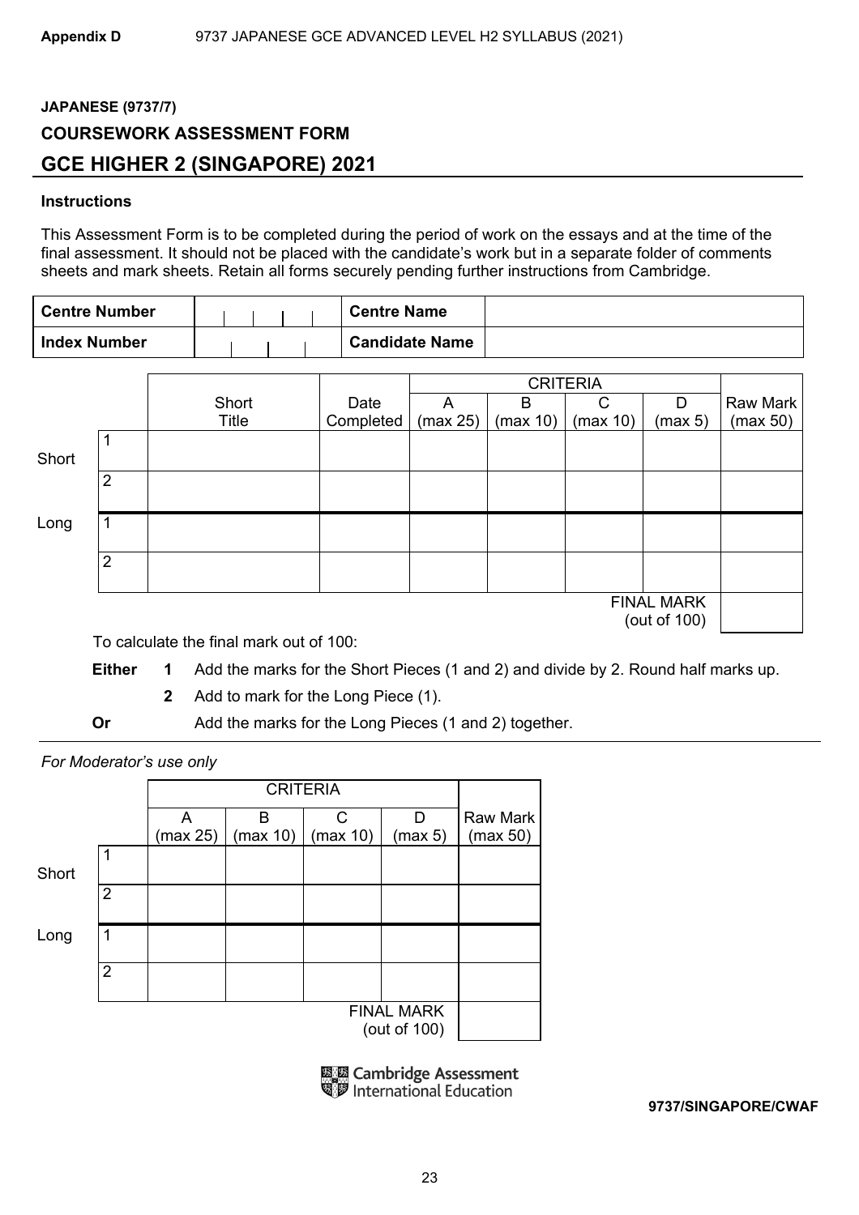**JAPANESE (9737/7)**

**COURSEWORK ASSESSMENT FORM**

## GCE HIGHER 2 (SINGAPORE) 2021

**Instructions**

This Assessment Form is to be completed during the period of work on the essays and at the time of the final assessment. It should not be placed with the candidate's work but in a separate folder of comments sheets and mark sheets. Retain all forms securely pending further instructions from Cambridge.

| **Centre Number** | | **Centre Name** | |
|---|---|---|---|
| **Index Number** | | **Candidate Name** | |

| | | Short Title | Date Completed | CRITERIA A (max 25) | B (max 10) | C (max 10) | D (max 5) | Raw Mark (max 50) |
|---|---|---|---|---|---|---|---|---|
| Short | 1 | | | | | | | |
| | 2 | | | | | | | |
| Long | 1 | | | | | | | |
| | 2 | | | | | | | |
| | | | | | | | FINAL MARK (out of 100) | |

To calculate the final mark out of 100:

**Either** **1** Add the marks for the Short Pieces (1 and 2) and divide by 2. Round half marks up.

**2** Add to mark for the Long Piece (1).

**Or** Add the marks for the Long Pieces (1 and 2) together.

*For Moderator's use only*

| | | CRITERIA A (max 25) | B (max 10) | C (max 10) | D (max 5) | Raw Mark (max 50) |
|---|---|---|---|---|---|---|
| Short | 1 | | | | | |
| | 2 | | | | | |
| Long | 1 | | | | | |
| | 2 | | | | | |
| | | | | | FINAL MARK (out of 100) | |

Cambridge Assessment International Education

**9737/SINGAPORE/CWAF**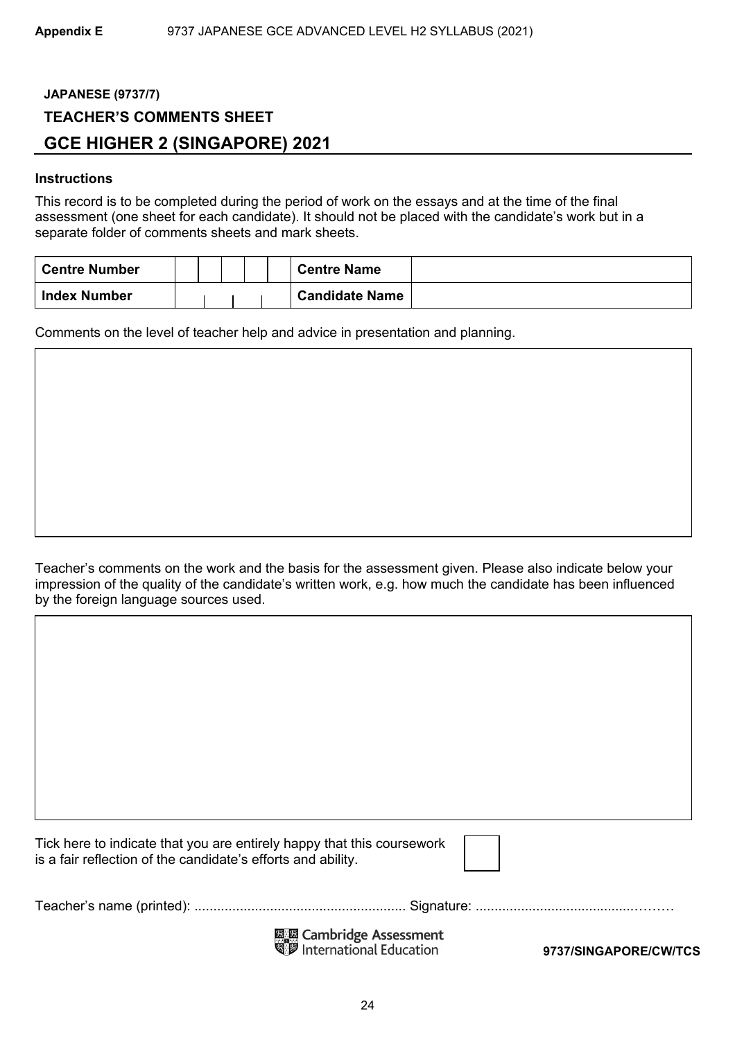**JAPANESE (9737/7)**

**TEACHER'S COMMENTS SHEET**

## GCE HIGHER 2 (SINGAPORE) 2021

**Instructions**

This record is to be completed during the period of work on the essays and at the time of the final assessment (one sheet for each candidate). It should not be placed with the candidate's work but in a separate folder of comments sheets and mark sheets.

| | | | | | | | |
|---|---|---|---|---|---|---|---|
| **Centre Number** | | | | | | **Centre Name** | |
| **Index Number** | | | | | | **Candidate Name** | |

Comments on the level of teacher help and advice in presentation and planning.

| |
|---|
| |

Teacher's comments on the work and the basis for the assessment given. Please also indicate below your impression of the quality of the candidate's written work, e.g. how much the candidate has been influenced by the foreign language sources used.

| |
|---|
| |

Tick here to indicate that you are entirely happy that this coursework is a fair reflection of the candidate's efforts and ability. ☐

Teacher's name (printed): ........................................................ Signature: ..........................................……

Cambridge Assessment International Education

**9737/SINGAPORE/CW/TCS**